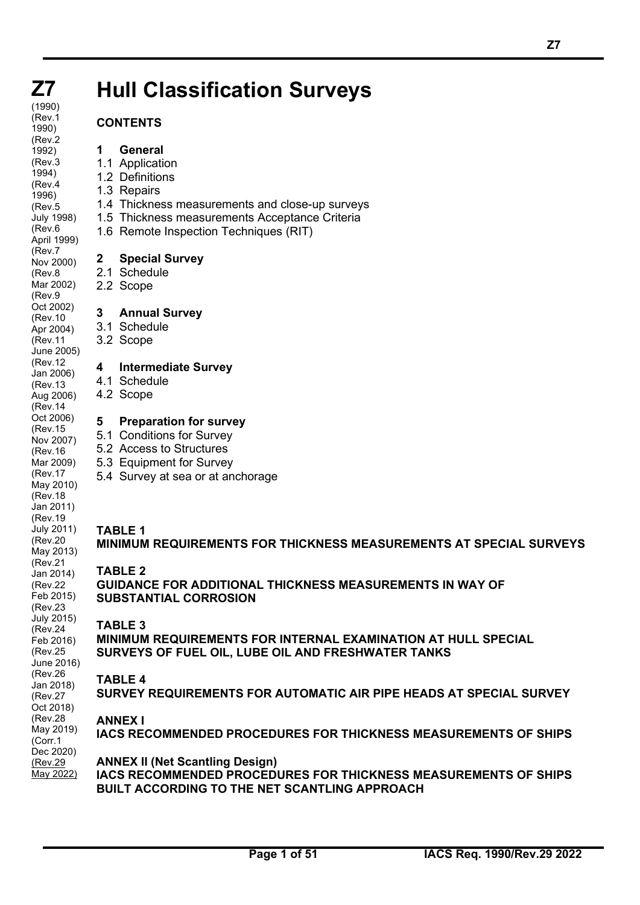# Z7 Hull Classification Surveys

(1990)
(Rev.1 1990)
(Rev.2 1992)
(Rev.3 1994)
(Rev.4 1996)
(Rev.5 July 1998)
(Rev.6 April 1999)
(Rev.7 Nov 2000)
(Rev.8 Mar 2002)
(Rev.9 Oct 2002)
(Rev.10 Apr 2004)
(Rev.11 June 2005)
(Rev.12 Jan 2006)
(Rev.13 Aug 2006)
(Rev.14 Oct 2006)
(Rev.15 Nov 2007)
(Rev.16 Mar 2009)
(Rev.17 May 2010)
(Rev.18 Jan 2011)
(Rev.19 July 2011)
(Rev.20 May 2013)
(Rev.21 Jan 2014)
(Rev.22 Feb 2015)
(Rev.23 July 2015)
(Rev.24 Feb 2016)
(Rev.25 June 2016)
(Rev.26 Jan 2018)
(Rev.27 Oct 2018)
(Rev.28 May 2019)
(Corr.1 Dec 2020)
(Rev.29 May 2022)

## CONTENTS

**1 General**

1.1 Application
1.2 Definitions
1.3 Repairs
1.4 Thickness measurements and close-up surveys
1.5 Thickness measurements Acceptance Criteria
1.6 Remote Inspection Techniques (RIT)

**2 Special Survey**

2.1 Schedule
2.2 Scope

**3 Annual Survey**

3.1 Schedule
3.2 Scope

**4 Intermediate Survey**

4.1 Schedule
4.2 Scope

**5 Preparation for survey**

5.1 Conditions for Survey
5.2 Access to Structures
5.3 Equipment for Survey
5.4 Survey at sea or at anchorage

**TABLE 1**
**MINIMUM REQUIREMENTS FOR THICKNESS MEASUREMENTS AT SPECIAL SURVEYS**

**TABLE 2**
**GUIDANCE FOR ADDITIONAL THICKNESS MEASUREMENTS IN WAY OF SUBSTANTIAL CORROSION**

**TABLE 3**
**MINIMUM REQUIREMENTS FOR INTERNAL EXAMINATION AT HULL SPECIAL SURVEYS OF FUEL OIL, LUBE OIL AND FRESHWATER TANKS**

**TABLE 4**
**SURVEY REQUIREMENTS FOR AUTOMATIC AIR PIPE HEADS AT SPECIAL SURVEY**

**ANNEX I**
**IACS RECOMMENDED PROCEDURES FOR THICKNESS MEASUREMENTS OF SHIPS**

**ANNEX II (Net Scantling Design)**
**IACS RECOMMENDED PROCEDURES FOR THICKNESS MEASUREMENTS OF SHIPS BUILT ACCORDING TO THE NET SCANTLING APPROACH**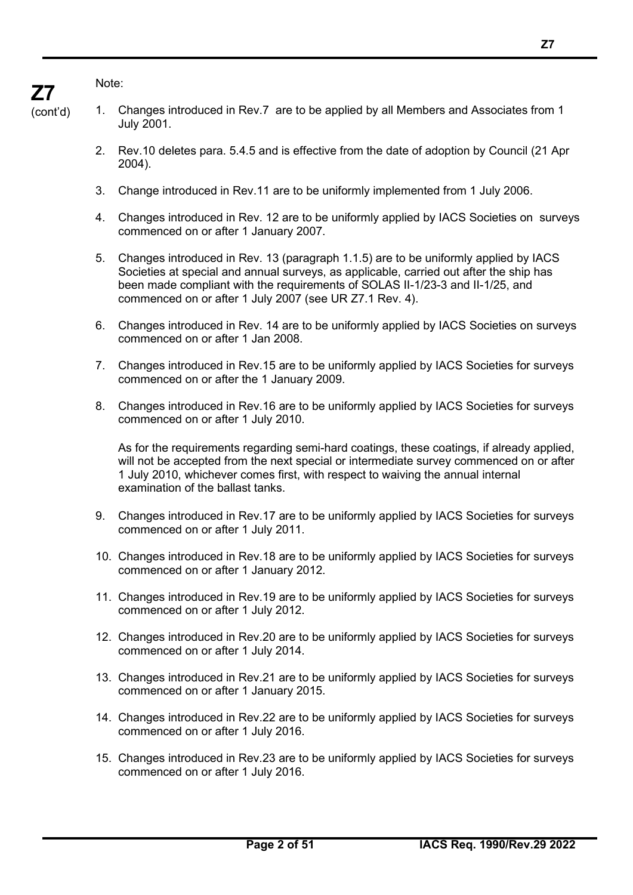Note:

1. Changes introduced in Rev.7 are to be applied by all Members and Associates from 1 July 2001.

2. Rev.10 deletes para. 5.4.5 and is effective from the date of adoption by Council (21 Apr 2004).

3. Change introduced in Rev.11 are to be uniformly implemented from 1 July 2006.

4. Changes introduced in Rev. 12 are to be uniformly applied by IACS Societies on surveys commenced on or after 1 January 2007.

5. Changes introduced in Rev. 13 (paragraph 1.1.5) are to be uniformly applied by IACS Societies at special and annual surveys, as applicable, carried out after the ship has been made compliant with the requirements of SOLAS II-1/23-3 and II-1/25, and commenced on or after 1 July 2007 (see UR Z7.1 Rev. 4).

6. Changes introduced in Rev. 14 are to be uniformly applied by IACS Societies on surveys commenced on or after 1 Jan 2008.

7. Changes introduced in Rev.15 are to be uniformly applied by IACS Societies for surveys commenced on or after the 1 January 2009.

8. Changes introduced in Rev.16 are to be uniformly applied by IACS Societies for surveys commenced on or after 1 July 2010.

   As for the requirements regarding semi-hard coatings, these coatings, if already applied, will not be accepted from the next special or intermediate survey commenced on or after 1 July 2010, whichever comes first, with respect to waiving the annual internal examination of the ballast tanks.

9. Changes introduced in Rev.17 are to be uniformly applied by IACS Societies for surveys commenced on or after 1 July 2011.

10. Changes introduced in Rev.18 are to be uniformly applied by IACS Societies for surveys commenced on or after 1 January 2012.

11. Changes introduced in Rev.19 are to be uniformly applied by IACS Societies for surveys commenced on or after 1 July 2012.

12. Changes introduced in Rev.20 are to be uniformly applied by IACS Societies for surveys commenced on or after 1 July 2014.

13. Changes introduced in Rev.21 are to be uniformly applied by IACS Societies for surveys commenced on or after 1 January 2015.

14. Changes introduced in Rev.22 are to be uniformly applied by IACS Societies for surveys commenced on or after 1 July 2016.

15. Changes introduced in Rev.23 are to be uniformly applied by IACS Societies for surveys commenced on or after 1 July 2016.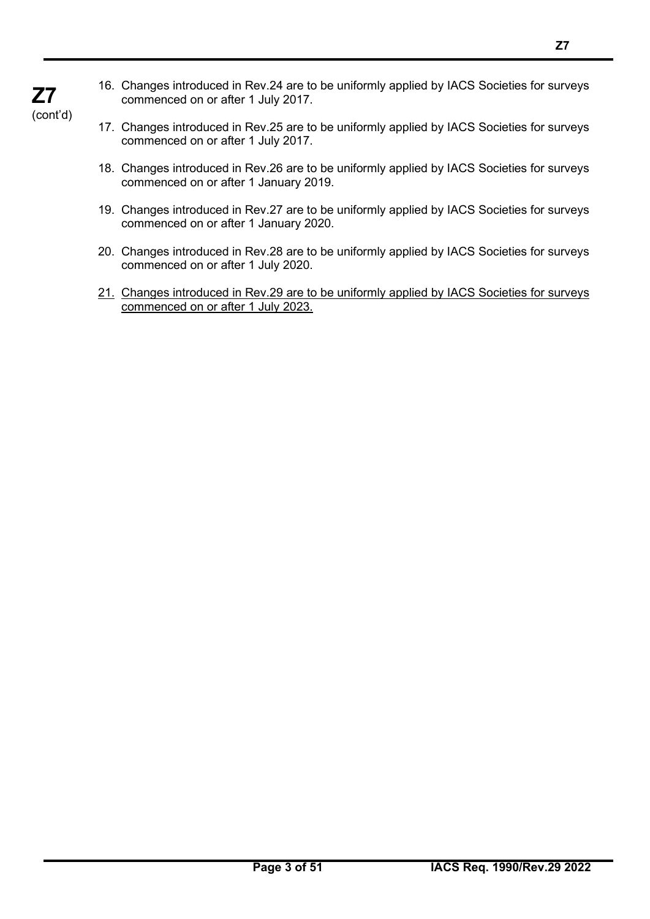16. Changes introduced in Rev.24 are to be uniformly applied by IACS Societies for surveys commenced on or after 1 July 2017.

17. Changes introduced in Rev.25 are to be uniformly applied by IACS Societies for surveys commenced on or after 1 July 2017.

18. Changes introduced in Rev.26 are to be uniformly applied by IACS Societies for surveys commenced on or after 1 January 2019.

19. Changes introduced in Rev.27 are to be uniformly applied by IACS Societies for surveys commenced on or after 1 January 2020.

20. Changes introduced in Rev.28 are to be uniformly applied by IACS Societies for surveys commenced on or after 1 July 2020.

21. <u>Changes introduced in Rev.29 are to be uniformly applied by IACS Societies for surveys commenced on or after 1 July 2023.</u>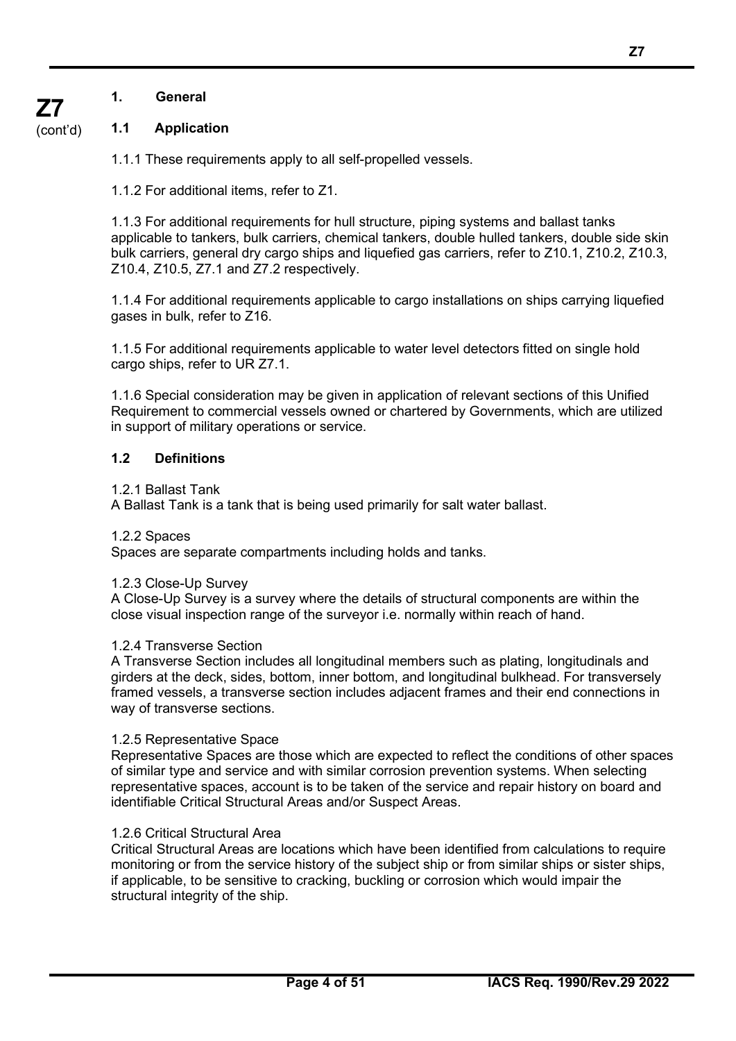## 1. General

### 1.1 Application

1.1.1 These requirements apply to all self-propelled vessels.

1.1.2 For additional items, refer to Z1.

1.1.3 For additional requirements for hull structure, piping systems and ballast tanks applicable to tankers, bulk carriers, chemical tankers, double hulled tankers, double side skin bulk carriers, general dry cargo ships and liquefied gas carriers, refer to Z10.1, Z10.2, Z10.3, Z10.4, Z10.5, Z7.1 and Z7.2 respectively.

1.1.4 For additional requirements applicable to cargo installations on ships carrying liquefied gases in bulk, refer to Z16.

1.1.5 For additional requirements applicable to water level detectors fitted on single hold cargo ships, refer to UR Z7.1.

1.1.6 Special consideration may be given in application of relevant sections of this Unified Requirement to commercial vessels owned or chartered by Governments, which are utilized in support of military operations or service.

### 1.2 Definitions

1.2.1 Ballast Tank
A Ballast Tank is a tank that is being used primarily for salt water ballast.

1.2.2 Spaces
Spaces are separate compartments including holds and tanks.

1.2.3 Close-Up Survey
A Close-Up Survey is a survey where the details of structural components are within the close visual inspection range of the surveyor i.e. normally within reach of hand.

1.2.4 Transverse Section
A Transverse Section includes all longitudinal members such as plating, longitudinals and girders at the deck, sides, bottom, inner bottom, and longitudinal bulkhead. For transversely framed vessels, a transverse section includes adjacent frames and their end connections in way of transverse sections.

1.2.5 Representative Space
Representative Spaces are those which are expected to reflect the conditions of other spaces of similar type and service and with similar corrosion prevention systems. When selecting representative spaces, account is to be taken of the service and repair history on board and identifiable Critical Structural Areas and/or Suspect Areas.

1.2.6 Critical Structural Area
Critical Structural Areas are locations which have been identified from calculations to require monitoring or from the service history of the subject ship or from similar ships or sister ships, if applicable, to be sensitive to cracking, buckling or corrosion which would impair the structural integrity of the ship.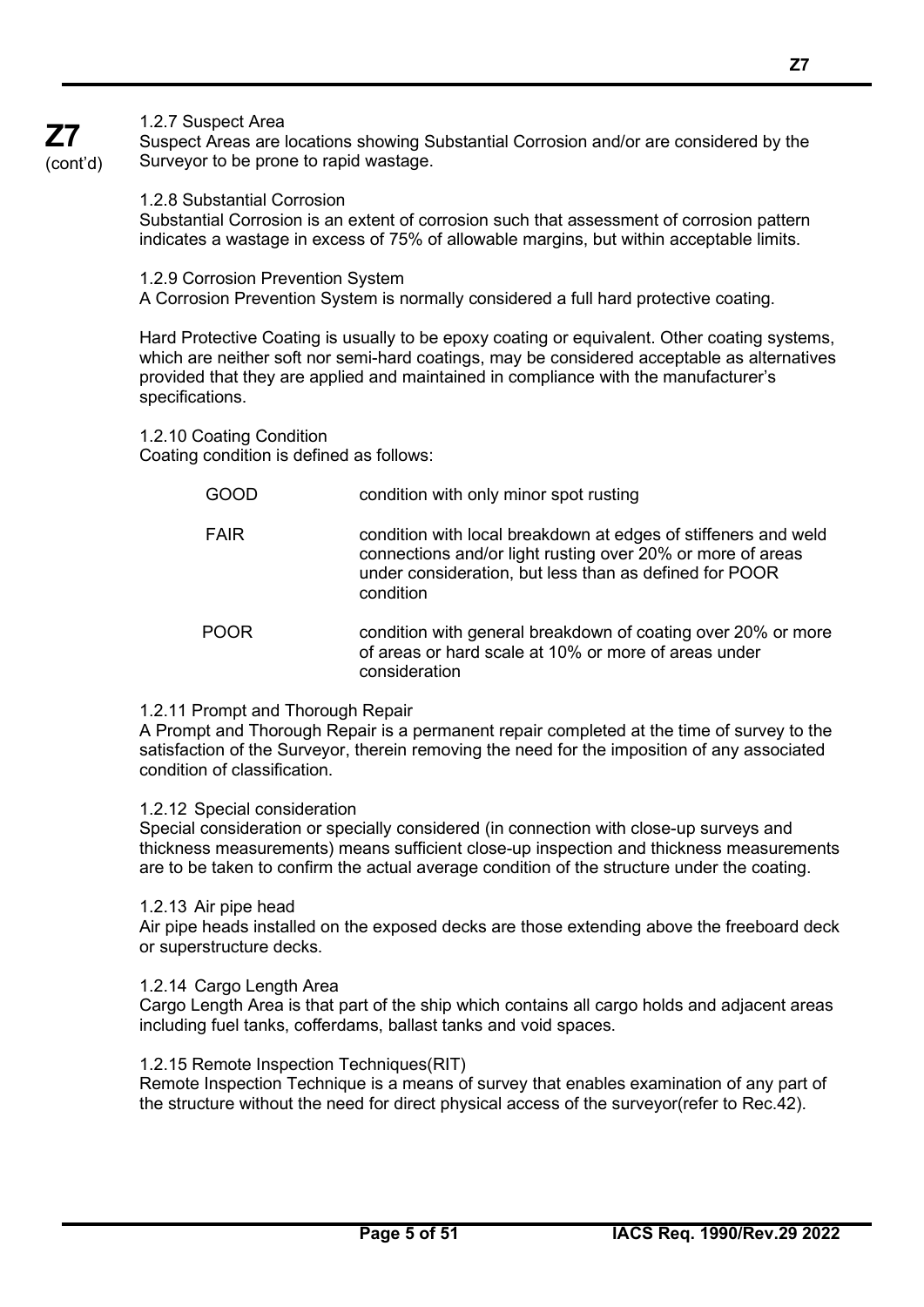#### 1.2.7 Suspect Area

Suspect Areas are locations showing Substantial Corrosion and/or are considered by the Surveyor to be prone to rapid wastage.

#### 1.2.8 Substantial Corrosion

Substantial Corrosion is an extent of corrosion such that assessment of corrosion pattern indicates a wastage in excess of 75% of allowable margins, but within acceptable limits.

#### 1.2.9 Corrosion Prevention System

A Corrosion Prevention System is normally considered a full hard protective coating.

Hard Protective Coating is usually to be epoxy coating or equivalent. Other coating systems, which are neither soft nor semi-hard coatings, may be considered acceptable as alternatives provided that they are applied and maintained in compliance with the manufacturer's specifications.

#### 1.2.10 Coating Condition

Coating condition is defined as follows:

| | |
|---|---|
| GOOD | condition with only minor spot rusting |
| FAIR | condition with local breakdown at edges of stiffeners and weld connections and/or light rusting over 20% or more of areas under consideration, but less than as defined for POOR condition |
| POOR | condition with general breakdown of coating over 20% or more of areas or hard scale at 10% or more of areas under consideration |

#### 1.2.11 Prompt and Thorough Repair

A Prompt and Thorough Repair is a permanent repair completed at the time of survey to the satisfaction of the Surveyor, therein removing the need for the imposition of any associated condition of classification.

#### 1.2.12 Special consideration

Special consideration or specially considered (in connection with close-up surveys and thickness measurements) means sufficient close-up inspection and thickness measurements are to be taken to confirm the actual average condition of the structure under the coating.

#### 1.2.13 Air pipe head

Air pipe heads installed on the exposed decks are those extending above the freeboard deck or superstructure decks.

#### 1.2.14 Cargo Length Area

Cargo Length Area is that part of the ship which contains all cargo holds and adjacent areas including fuel tanks, cofferdams, ballast tanks and void spaces.

#### 1.2.15 Remote Inspection Techniques(RIT)

Remote Inspection Technique is a means of survey that enables examination of any part of the structure without the need for direct physical access of the surveyor(refer to Rec.42).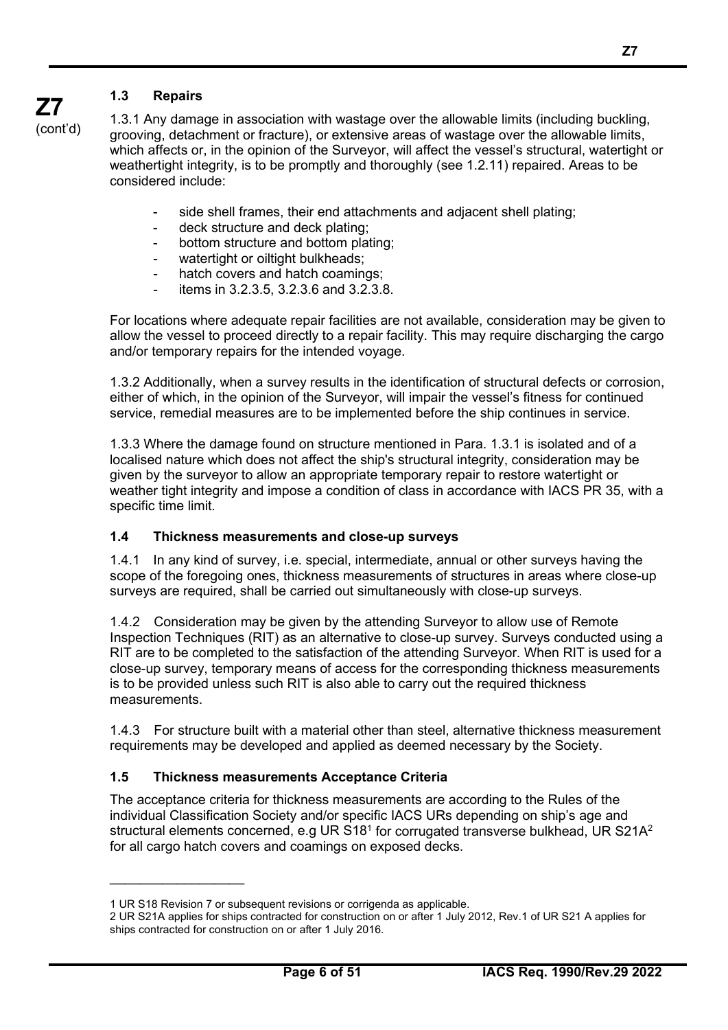### 1.3 Repairs

1.3.1 Any damage in association with wastage over the allowable limits (including buckling, grooving, detachment or fracture), or extensive areas of wastage over the allowable limits, which affects or, in the opinion of the Surveyor, will affect the vessel's structural, watertight or weathertight integrity, is to be promptly and thoroughly (see 1.2.11) repaired. Areas to be considered include:

- side shell frames, their end attachments and adjacent shell plating;
- deck structure and deck plating;
- bottom structure and bottom plating;
- watertight or oiltight bulkheads;
- hatch covers and hatch coamings;
- items in 3.2.3.5, 3.2.3.6 and 3.2.3.8.

For locations where adequate repair facilities are not available, consideration may be given to allow the vessel to proceed directly to a repair facility. This may require discharging the cargo and/or temporary repairs for the intended voyage.

1.3.2 Additionally, when a survey results in the identification of structural defects or corrosion, either of which, in the opinion of the Surveyor, will impair the vessel's fitness for continued service, remedial measures are to be implemented before the ship continues in service.

1.3.3 Where the damage found on structure mentioned in Para. 1.3.1 is isolated and of a localised nature which does not affect the ship's structural integrity, consideration may be given by the surveyor to allow an appropriate temporary repair to restore watertight or weather tight integrity and impose a condition of class in accordance with IACS PR 35, with a specific time limit.

### 1.4 Thickness measurements and close-up surveys

1.4.1 In any kind of survey, i.e. special, intermediate, annual or other surveys having the scope of the foregoing ones, thickness measurements of structures in areas where close-up surveys are required, shall be carried out simultaneously with close-up surveys.

1.4.2 Consideration may be given by the attending Surveyor to allow use of Remote Inspection Techniques (RIT) as an alternative to close-up survey. Surveys conducted using a RIT are to be completed to the satisfaction of the attending Surveyor. When RIT is used for a close-up survey, temporary means of access for the corresponding thickness measurements is to be provided unless such RIT is also able to carry out the required thickness measurements.

1.4.3 For structure built with a material other than steel, alternative thickness measurement requirements may be developed and applied as deemed necessary by the Society.

### 1.5 Thickness measurements Acceptance Criteria

The acceptance criteria for thickness measurements are according to the Rules of the individual Classification Society and/or specific IACS URs depending on ship's age and structural elements concerned, e.g UR S18[1] for corrugated transverse bulkhead, UR S21A[2] for all cargo hatch covers and coamings on exposed decks.

---

1 UR S18 Revision 7 or subsequent revisions or corrigenda as applicable.

2 UR S21A applies for ships contracted for construction on or after 1 July 2012, Rev.1 of UR S21 A applies for ships contracted for construction on or after 1 July 2016.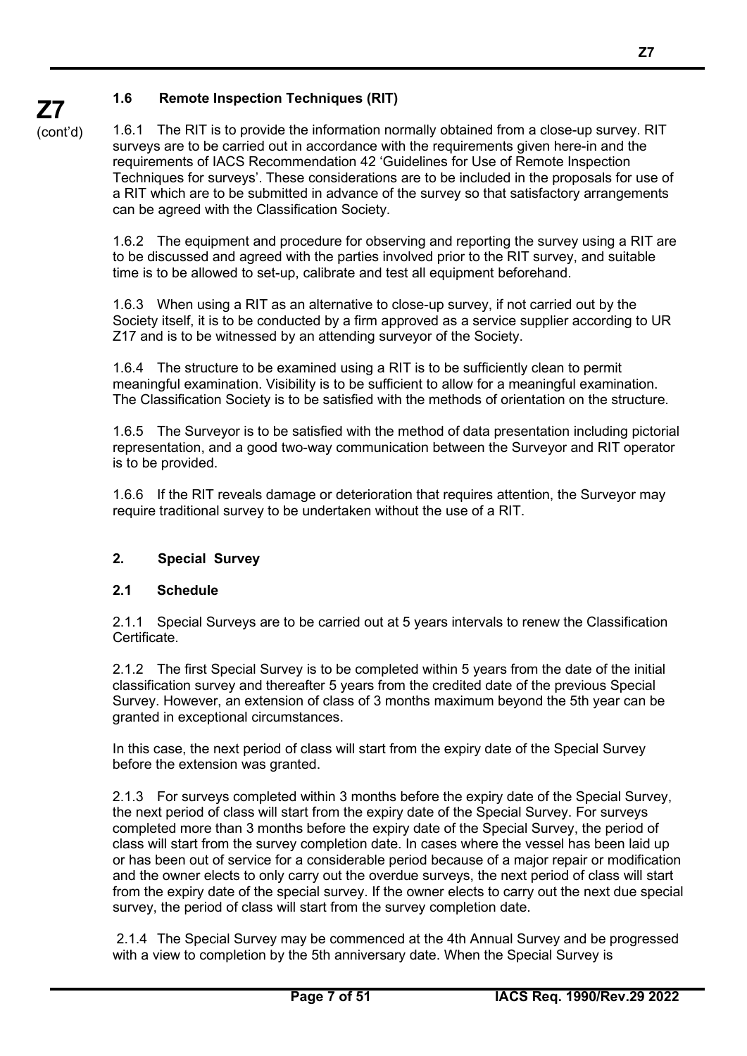### 1.6 Remote Inspection Techniques (RIT)

1.6.1 The RIT is to provide the information normally obtained from a close-up survey. RIT surveys are to be carried out in accordance with the requirements given here-in and the requirements of IACS Recommendation 42 'Guidelines for Use of Remote Inspection Techniques for surveys'. These considerations are to be included in the proposals for use of a RIT which are to be submitted in advance of the survey so that satisfactory arrangements can be agreed with the Classification Society.

1.6.2 The equipment and procedure for observing and reporting the survey using a RIT are to be discussed and agreed with the parties involved prior to the RIT survey, and suitable time is to be allowed to set-up, calibrate and test all equipment beforehand.

1.6.3 When using a RIT as an alternative to close-up survey, if not carried out by the Society itself, it is to be conducted by a firm approved as a service supplier according to UR Z17 and is to be witnessed by an attending surveyor of the Society.

1.6.4 The structure to be examined using a RIT is to be sufficiently clean to permit meaningful examination. Visibility is to be sufficient to allow for a meaningful examination. The Classification Society is to be satisfied with the methods of orientation on the structure.

1.6.5 The Surveyor is to be satisfied with the method of data presentation including pictorial representation, and a good two-way communication between the Surveyor and RIT operator is to be provided.

1.6.6 If the RIT reveals damage or deterioration that requires attention, the Surveyor may require traditional survey to be undertaken without the use of a RIT.

## 2. Special Survey

### 2.1 Schedule

2.1.1 Special Surveys are to be carried out at 5 years intervals to renew the Classification Certificate.

2.1.2 The first Special Survey is to be completed within 5 years from the date of the initial classification survey and thereafter 5 years from the credited date of the previous Special Survey. However, an extension of class of 3 months maximum beyond the 5th year can be granted in exceptional circumstances.

In this case, the next period of class will start from the expiry date of the Special Survey before the extension was granted.

2.1.3 For surveys completed within 3 months before the expiry date of the Special Survey, the next period of class will start from the expiry date of the Special Survey. For surveys completed more than 3 months before the expiry date of the Special Survey, the period of class will start from the survey completion date. In cases where the vessel has been laid up or has been out of service for a considerable period because of a major repair or modification and the owner elects to only carry out the overdue surveys, the next period of class will start from the expiry date of the special survey. If the owner elects to carry out the next due special survey, the period of class will start from the survey completion date.

2.1.4 The Special Survey may be commenced at the 4th Annual Survey and be progressed with a view to completion by the 5th anniversary date. When the Special Survey is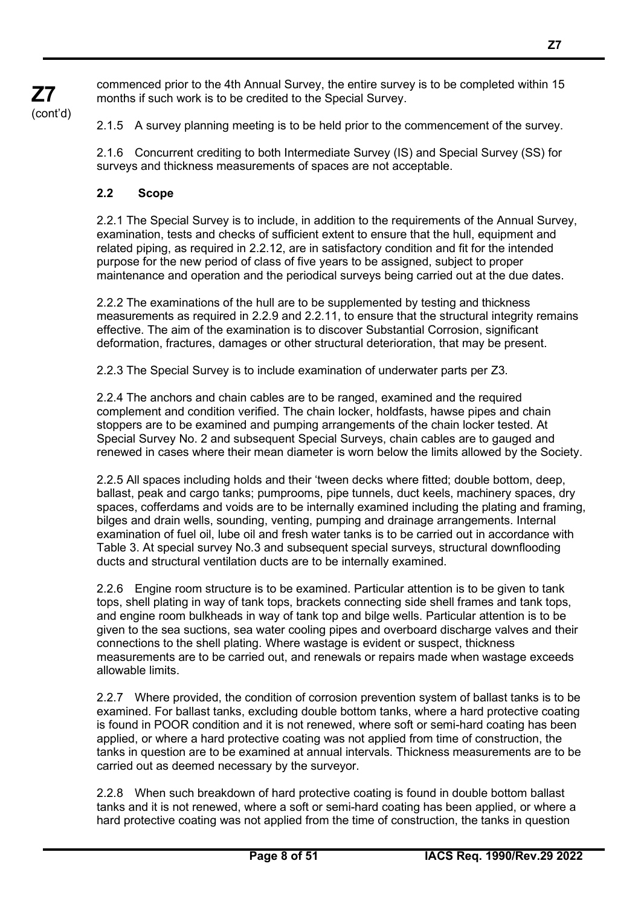commenced prior to the 4th Annual Survey, the entire survey is to be completed within 15 months if such work is to be credited to the Special Survey.

2.1.5 A survey planning meeting is to be held prior to the commencement of the survey.

2.1.6 Concurrent crediting to both Intermediate Survey (IS) and Special Survey (SS) for surveys and thickness measurements of spaces are not acceptable.

### 2.2 Scope

2.2.1 The Special Survey is to include, in addition to the requirements of the Annual Survey, examination, tests and checks of sufficient extent to ensure that the hull, equipment and related piping, as required in 2.2.12, are in satisfactory condition and fit for the intended purpose for the new period of class of five years to be assigned, subject to proper maintenance and operation and the periodical surveys being carried out at the due dates.

2.2.2 The examinations of the hull are to be supplemented by testing and thickness measurements as required in 2.2.9 and 2.2.11, to ensure that the structural integrity remains effective. The aim of the examination is to discover Substantial Corrosion, significant deformation, fractures, damages or other structural deterioration, that may be present.

2.2.3 The Special Survey is to include examination of underwater parts per Z3.

2.2.4 The anchors and chain cables are to be ranged, examined and the required complement and condition verified. The chain locker, holdfasts, hawse pipes and chain stoppers are to be examined and pumping arrangements of the chain locker tested. At Special Survey No. 2 and subsequent Special Surveys, chain cables are to gauged and renewed in cases where their mean diameter is worn below the limits allowed by the Society.

2.2.5 All spaces including holds and their 'tween decks where fitted; double bottom, deep, ballast, peak and cargo tanks; pumprooms, pipe tunnels, duct keels, machinery spaces, dry spaces, cofferdams and voids are to be internally examined including the plating and framing, bilges and drain wells, sounding, venting, pumping and drainage arrangements. Internal examination of fuel oil, lube oil and fresh water tanks is to be carried out in accordance with Table 3. At special survey No.3 and subsequent special surveys, structural downflooding ducts and structural ventilation ducts are to be internally examined.

2.2.6 Engine room structure is to be examined. Particular attention is to be given to tank tops, shell plating in way of tank tops, brackets connecting side shell frames and tank tops, and engine room bulkheads in way of tank top and bilge wells. Particular attention is to be given to the sea suctions, sea water cooling pipes and overboard discharge valves and their connections to the shell plating. Where wastage is evident or suspect, thickness measurements are to be carried out, and renewals or repairs made when wastage exceeds allowable limits.

2.2.7 Where provided, the condition of corrosion prevention system of ballast tanks is to be examined. For ballast tanks, excluding double bottom tanks, where a hard protective coating is found in POOR condition and it is not renewed, where soft or semi-hard coating has been applied, or where a hard protective coating was not applied from time of construction, the tanks in question are to be examined at annual intervals. Thickness measurements are to be carried out as deemed necessary by the surveyor.

2.2.8 When such breakdown of hard protective coating is found in double bottom ballast tanks and it is not renewed, where a soft or semi-hard coating has been applied, or where a hard protective coating was not applied from the time of construction, the tanks in question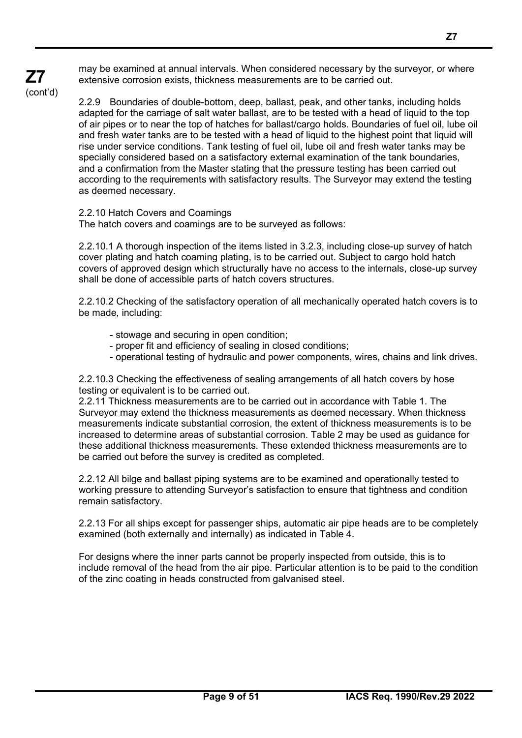may be examined at annual intervals. When considered necessary by the surveyor, or where extensive corrosion exists, thickness measurements are to be carried out.

2.2.9 Boundaries of double-bottom, deep, ballast, peak, and other tanks, including holds adapted for the carriage of salt water ballast, are to be tested with a head of liquid to the top of air pipes or to near the top of hatches for ballast/cargo holds. Boundaries of fuel oil, lube oil and fresh water tanks are to be tested with a head of liquid to the highest point that liquid will rise under service conditions. Tank testing of fuel oil, lube oil and fresh water tanks may be specially considered based on a satisfactory external examination of the tank boundaries, and a confirmation from the Master stating that the pressure testing has been carried out according to the requirements with satisfactory results. The Surveyor may extend the testing as deemed necessary.

2.2.10 Hatch Covers and Coamings
The hatch covers and coamings are to be surveyed as follows:

2.2.10.1 A thorough inspection of the items listed in 3.2.3, including close-up survey of hatch cover plating and hatch coaming plating, is to be carried out. Subject to cargo hold hatch covers of approved design which structurally have no access to the internals, close-up survey shall be done of accessible parts of hatch covers structures.

2.2.10.2 Checking of the satisfactory operation of all mechanically operated hatch covers is to be made, including:

- stowage and securing in open condition;
- proper fit and efficiency of sealing in closed conditions;
- operational testing of hydraulic and power components, wires, chains and link drives.

2.2.10.3 Checking the effectiveness of sealing arrangements of all hatch covers by hose testing or equivalent is to be carried out.

2.2.11 Thickness measurements are to be carried out in accordance with Table 1. The Surveyor may extend the thickness measurements as deemed necessary. When thickness measurements indicate substantial corrosion, the extent of thickness measurements is to be increased to determine areas of substantial corrosion. Table 2 may be used as guidance for these additional thickness measurements. These extended thickness measurements are to be carried out before the survey is credited as completed.

2.2.12 All bilge and ballast piping systems are to be examined and operationally tested to working pressure to attending Surveyor's satisfaction to ensure that tightness and condition remain satisfactory.

2.2.13 For all ships except for passenger ships, automatic air pipe heads are to be completely examined (both externally and internally) as indicated in Table 4.

For designs where the inner parts cannot be properly inspected from outside, this is to include removal of the head from the air pipe. Particular attention is to be paid to the condition of the zinc coating in heads constructed from galvanised steel.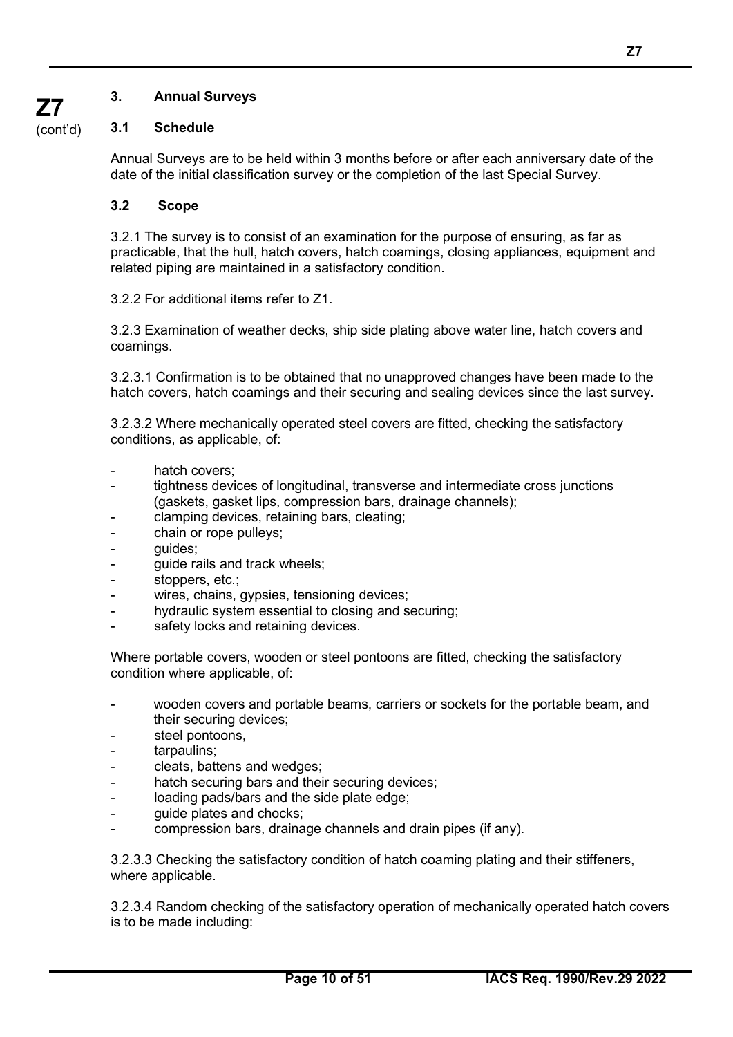## 3. Annual Surveys

### 3.1 Schedule

Annual Surveys are to be held within 3 months before or after each anniversary date of the date of the initial classification survey or the completion of the last Special Survey.

### 3.2 Scope

3.2.1 The survey is to consist of an examination for the purpose of ensuring, as far as practicable, that the hull, hatch covers, hatch coamings, closing appliances, equipment and related piping are maintained in a satisfactory condition.

3.2.2 For additional items refer to Z1.

3.2.3 Examination of weather decks, ship side plating above water line, hatch covers and coamings.

3.2.3.1 Confirmation is to be obtained that no unapproved changes have been made to the hatch covers, hatch coamings and their securing and sealing devices since the last survey.

3.2.3.2 Where mechanically operated steel covers are fitted, checking the satisfactory conditions, as applicable, of:

- hatch covers;
- tightness devices of longitudinal, transverse and intermediate cross junctions (gaskets, gasket lips, compression bars, drainage channels);
- clamping devices, retaining bars, cleating;
- chain or rope pulleys;
- guides;
- guide rails and track wheels;
- stoppers, etc.;
- wires, chains, gypsies, tensioning devices;
- hydraulic system essential to closing and securing;
- safety locks and retaining devices.

Where portable covers, wooden or steel pontoons are fitted, checking the satisfactory condition where applicable, of:

- wooden covers and portable beams, carriers or sockets for the portable beam, and their securing devices;
- steel pontoons,
- tarpaulins;
- cleats, battens and wedges;
- hatch securing bars and their securing devices;
- loading pads/bars and the side plate edge;
- guide plates and chocks;
- compression bars, drainage channels and drain pipes (if any).

3.2.3.3 Checking the satisfactory condition of hatch coaming plating and their stiffeners, where applicable.

3.2.3.4 Random checking of the satisfactory operation of mechanically operated hatch covers is to be made including: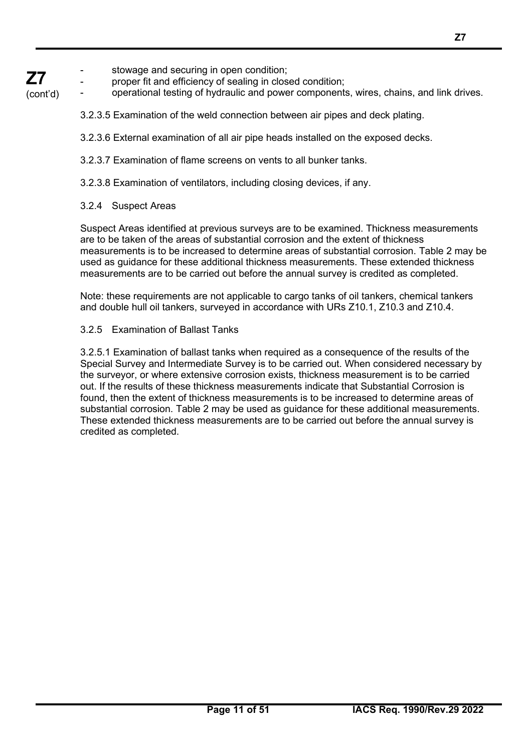- stowage and securing in open condition;
- proper fit and efficiency of sealing in closed condition;
- operational testing of hydraulic and power components, wires, chains, and link drives.

3.2.3.5 Examination of the weld connection between air pipes and deck plating.

3.2.3.6 External examination of all air pipe heads installed on the exposed decks.

3.2.3.7 Examination of flame screens on vents to all bunker tanks.

3.2.3.8 Examination of ventilators, including closing devices, if any.

3.2.4 Suspect Areas

Suspect Areas identified at previous surveys are to be examined. Thickness measurements are to be taken of the areas of substantial corrosion and the extent of thickness measurements is to be increased to determine areas of substantial corrosion. Table 2 may be used as guidance for these additional thickness measurements. These extended thickness measurements are to be carried out before the annual survey is credited as completed.

Note: these requirements are not applicable to cargo tanks of oil tankers, chemical tankers and double hull oil tankers, surveyed in accordance with URs Z10.1, Z10.3 and Z10.4.

3.2.5 Examination of Ballast Tanks

3.2.5.1 Examination of ballast tanks when required as a consequence of the results of the Special Survey and Intermediate Survey is to be carried out. When considered necessary by the surveyor, or where extensive corrosion exists, thickness measurement is to be carried out. If the results of these thickness measurements indicate that Substantial Corrosion is found, then the extent of thickness measurements is to be increased to determine areas of substantial corrosion. Table 2 may be used as guidance for these additional measurements. These extended thickness measurements are to be carried out before the annual survey is credited as completed.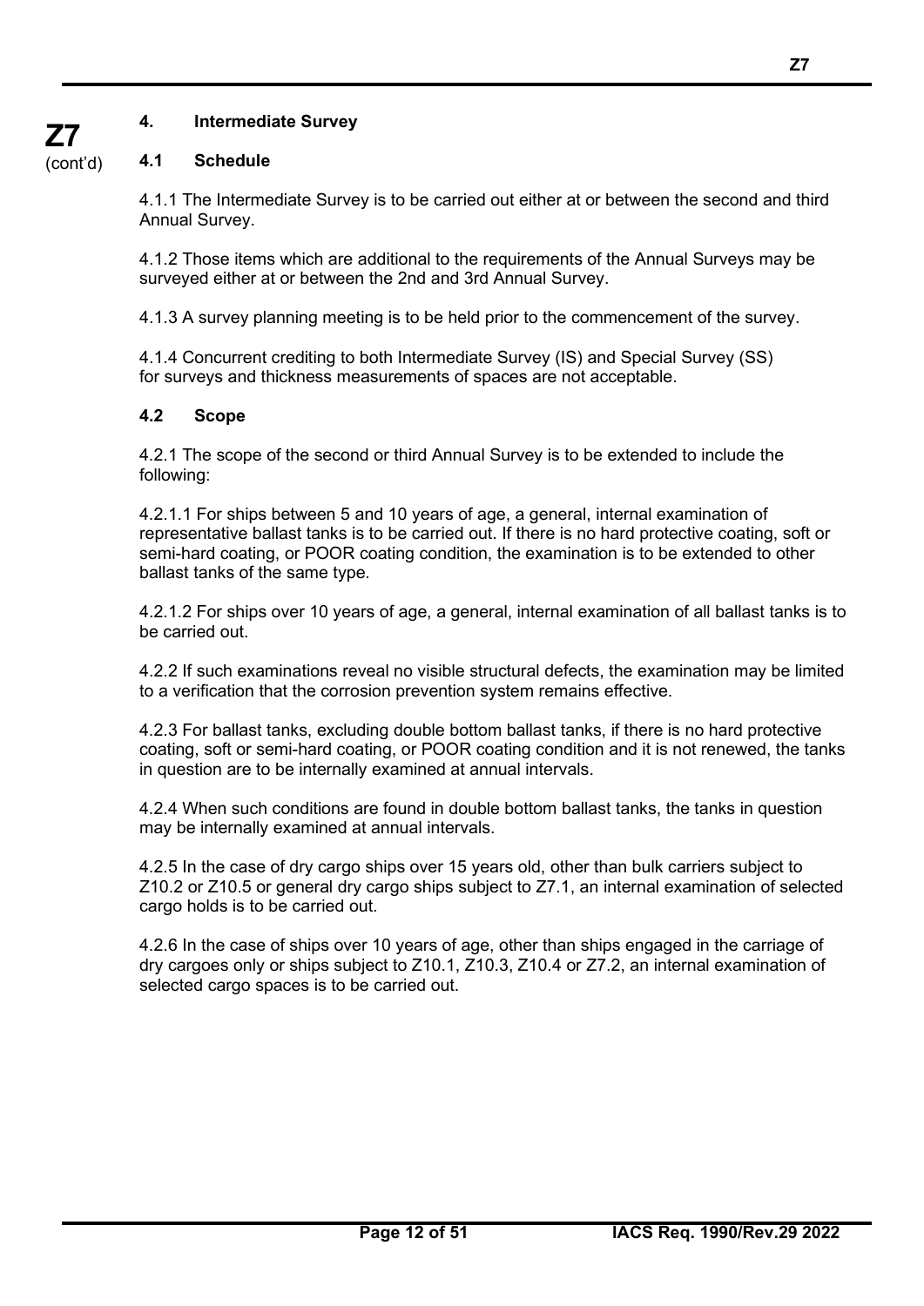## 4. Intermediate Survey

### 4.1 Schedule

4.1.1 The Intermediate Survey is to be carried out either at or between the second and third Annual Survey.

4.1.2 Those items which are additional to the requirements of the Annual Surveys may be surveyed either at or between the 2nd and 3rd Annual Survey.

4.1.3 A survey planning meeting is to be held prior to the commencement of the survey.

4.1.4 Concurrent crediting to both Intermediate Survey (IS) and Special Survey (SS) for surveys and thickness measurements of spaces are not acceptable.

### 4.2 Scope

4.2.1 The scope of the second or third Annual Survey is to be extended to include the following:

4.2.1.1 For ships between 5 and 10 years of age, a general, internal examination of representative ballast tanks is to be carried out. If there is no hard protective coating, soft or semi-hard coating, or POOR coating condition, the examination is to be extended to other ballast tanks of the same type.

4.2.1.2 For ships over 10 years of age, a general, internal examination of all ballast tanks is to be carried out.

4.2.2 If such examinations reveal no visible structural defects, the examination may be limited to a verification that the corrosion prevention system remains effective.

4.2.3 For ballast tanks, excluding double bottom ballast tanks, if there is no hard protective coating, soft or semi-hard coating, or POOR coating condition and it is not renewed, the tanks in question are to be internally examined at annual intervals.

4.2.4 When such conditions are found in double bottom ballast tanks, the tanks in question may be internally examined at annual intervals.

4.2.5 In the case of dry cargo ships over 15 years old, other than bulk carriers subject to Z10.2 or Z10.5 or general dry cargo ships subject to Z7.1, an internal examination of selected cargo holds is to be carried out.

4.2.6 In the case of ships over 10 years of age, other than ships engaged in the carriage of dry cargoes only or ships subject to Z10.1, Z10.3, Z10.4 or Z7.2, an internal examination of selected cargo spaces is to be carried out.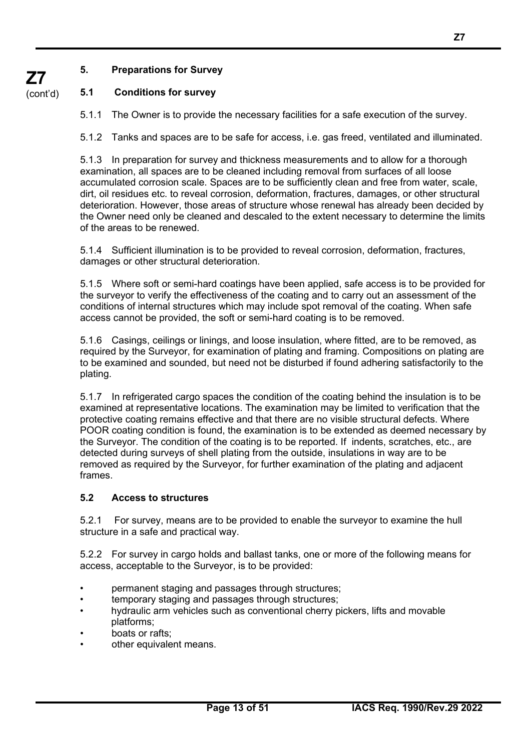## 5. Preparations for Survey

### 5.1 Conditions for survey

5.1.1 The Owner is to provide the necessary facilities for a safe execution of the survey.

5.1.2 Tanks and spaces are to be safe for access, i.e. gas freed, ventilated and illuminated.

5.1.3 In preparation for survey and thickness measurements and to allow for a thorough examination, all spaces are to be cleaned including removal from surfaces of all loose accumulated corrosion scale. Spaces are to be sufficiently clean and free from water, scale, dirt, oil residues etc. to reveal corrosion, deformation, fractures, damages, or other structural deterioration. However, those areas of structure whose renewal has already been decided by the Owner need only be cleaned and descaled to the extent necessary to determine the limits of the areas to be renewed.

5.1.4 Sufficient illumination is to be provided to reveal corrosion, deformation, fractures, damages or other structural deterioration.

5.1.5 Where soft or semi-hard coatings have been applied, safe access is to be provided for the surveyor to verify the effectiveness of the coating and to carry out an assessment of the conditions of internal structures which may include spot removal of the coating. When safe access cannot be provided, the soft or semi-hard coating is to be removed.

5.1.6 Casings, ceilings or linings, and loose insulation, where fitted, are to be removed, as required by the Surveyor, for examination of plating and framing. Compositions on plating are to be examined and sounded, but need not be disturbed if found adhering satisfactorily to the plating.

5.1.7 In refrigerated cargo spaces the condition of the coating behind the insulation is to be examined at representative locations. The examination may be limited to verification that the protective coating remains effective and that there are no visible structural defects. Where POOR coating condition is found, the examination is to be extended as deemed necessary by the Surveyor. The condition of the coating is to be reported. If indents, scratches, etc., are detected during surveys of shell plating from the outside, insulations in way are to be removed as required by the Surveyor, for further examination of the plating and adjacent frames.

### 5.2 Access to structures

5.2.1 For survey, means are to be provided to enable the surveyor to examine the hull structure in a safe and practical way.

5.2.2 For survey in cargo holds and ballast tanks, one or more of the following means for access, acceptable to the Surveyor, is to be provided:

- permanent staging and passages through structures;
- temporary staging and passages through structures;
- hydraulic arm vehicles such as conventional cherry pickers, lifts and movable platforms;
- boats or rafts;
- other equivalent means.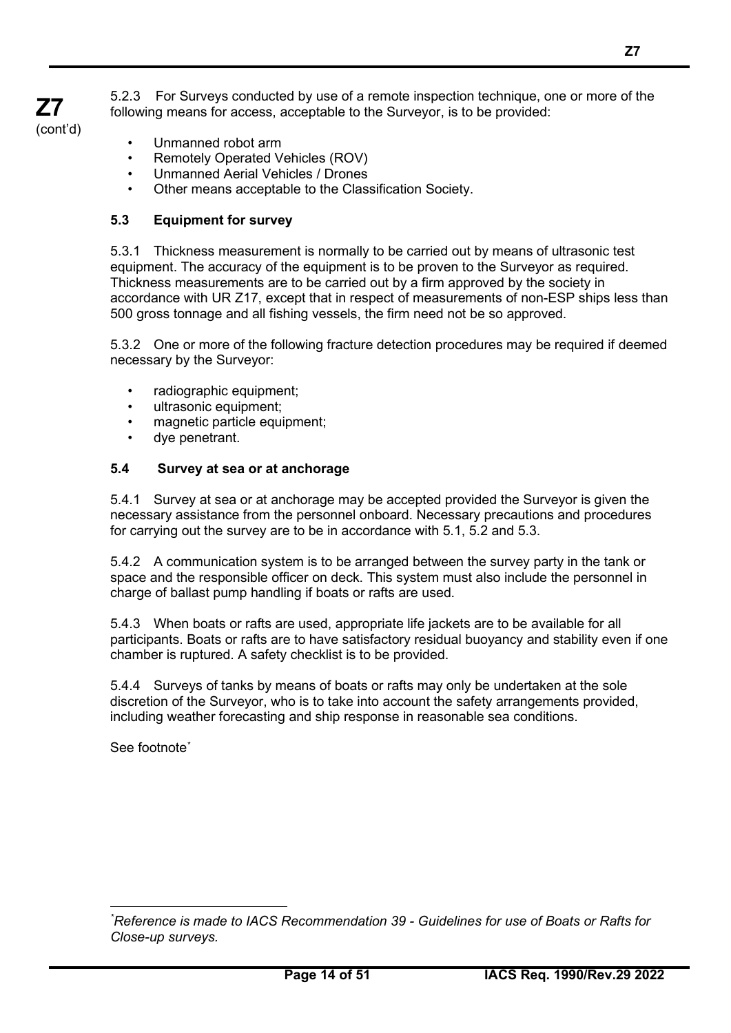5.2.3 For Surveys conducted by use of a remote inspection technique, one or more of the following means for access, acceptable to the Surveyor, is to be provided:

- Unmanned robot arm
- Remotely Operated Vehicles (ROV)
- Unmanned Aerial Vehicles / Drones
- Other means acceptable to the Classification Society.

### 5.3 Equipment for survey

5.3.1 Thickness measurement is normally to be carried out by means of ultrasonic test equipment. The accuracy of the equipment is to be proven to the Surveyor as required. Thickness measurements are to be carried out by a firm approved by the society in accordance with UR Z17, except that in respect of measurements of non-ESP ships less than 500 gross tonnage and all fishing vessels, the firm need not be so approved.

5.3.2 One or more of the following fracture detection procedures may be required if deemed necessary by the Surveyor:

- radiographic equipment;
- ultrasonic equipment;
- magnetic particle equipment;
- dye penetrant.

### 5.4 Survey at sea or at anchorage

5.4.1 Survey at sea or at anchorage may be accepted provided the Surveyor is given the necessary assistance from the personnel onboard. Necessary precautions and procedures for carrying out the survey are to be in accordance with 5.1, 5.2 and 5.3.

5.4.2 A communication system is to be arranged between the survey party in the tank or space and the responsible officer on deck. This system must also include the personnel in charge of ballast pump handling if boats or rafts are used.

5.4.3 When boats or rafts are used, appropriate life jackets are to be available for all participants. Boats or rafts are to have satisfactory residual buoyancy and stability even if one chamber is ruptured. A safety checklist is to be provided.

5.4.4 Surveys of tanks by means of boats or rafts may only be undertaken at the sole discretion of the Surveyor, who is to take into account the safety arrangements provided, including weather forecasting and ship response in reasonable sea conditions.

See footnote[*]

---

[*] *Reference is made to IACS Recommendation 39 - Guidelines for use of Boats or Rafts for Close-up surveys.*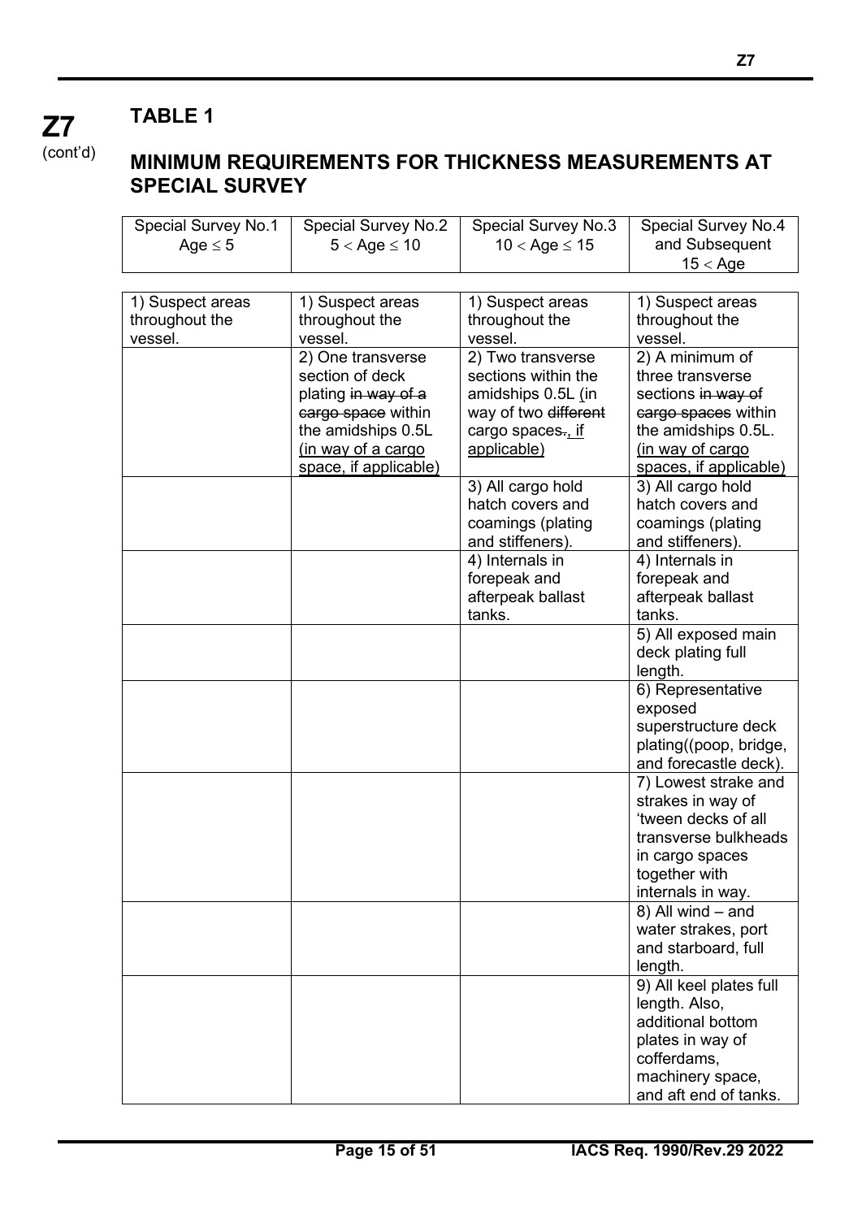**Z7** (cont'd)

## TABLE 1

## MINIMUM REQUIREMENTS FOR THICKNESS MEASUREMENTS AT SPECIAL SURVEY

| Special Survey No.1 Age ≤ 5 | Special Survey No.2 5 < Age ≤ 10 | Special Survey No.3 10 < Age ≤ 15 | Special Survey No.4 and Subsequent 15 < Age |
|---|---|---|---|
| 1) Suspect areas throughout the vessel. | 1) Suspect areas throughout the vessel. | 1) Suspect areas throughout the vessel. | 1) Suspect areas throughout the vessel. |
| | 2) One transverse section of deck plating ~~in way of a cargo space~~ within the amidships 0.5L <u>(in way of a cargo space, if applicable)</u> | 2) Two transverse sections within the amidships 0.5L <u>(in</u> way of two ~~different~~ cargo spaces~~.~~<u>, if applicable)</u> | 2) A minimum of three transverse sections ~~in way of cargo spaces~~ within the amidships 0.5L. <u>(in way of cargo spaces, if applicable)</u> |
| | | 3) All cargo hold hatch covers and coamings (plating and stiffeners). | 3) All cargo hold hatch covers and coamings (plating and stiffeners). |
| | | 4) Internals in forepeak and afterpeak ballast tanks. | 4) Internals in forepeak and afterpeak ballast tanks. |
| | | | 5) All exposed main deck plating full length. |
| | | | 6) Representative exposed superstructure deck plating((poop, bridge, and forecastle deck). |
| | | | 7) Lowest strake and strakes in way of 'tween decks of all transverse bulkheads in cargo spaces together with internals in way. |
| | | | 8) All wind – and water strakes, port and starboard, full length. |
| | | | 9) All keel plates full length. Also, additional bottom plates in way of cofferdams, machinery space, and aft end of tanks. |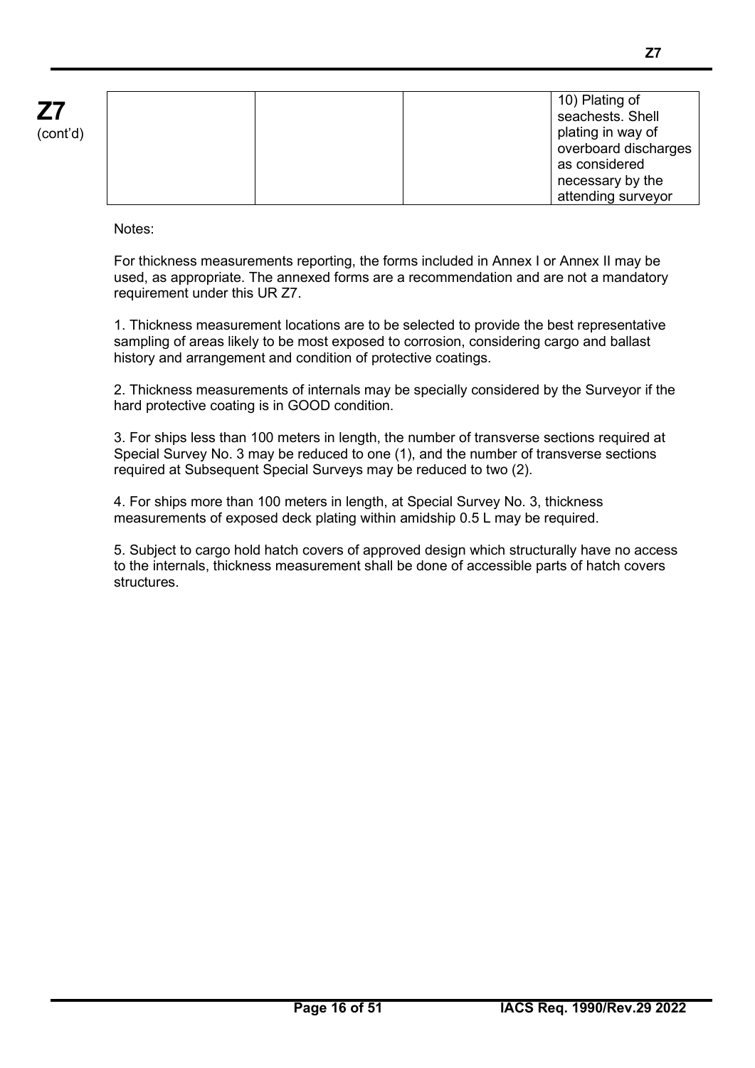|  |  |  | 10) Plating of seachests. Shell plating in way of overboard discharges as considered necessary by the attending surveyor |
|---|---|---|---|

Notes:

For thickness measurements reporting, the forms included in Annex I or Annex II may be used, as appropriate. The annexed forms are a recommendation and are not a mandatory requirement under this UR Z7.

1. Thickness measurement locations are to be selected to provide the best representative sampling of areas likely to be most exposed to corrosion, considering cargo and ballast history and arrangement and condition of protective coatings.

2. Thickness measurements of internals may be specially considered by the Surveyor if the hard protective coating is in GOOD condition.

3. For ships less than 100 meters in length, the number of transverse sections required at Special Survey No. 3 may be reduced to one (1), and the number of transverse sections required at Subsequent Special Surveys may be reduced to two (2).

4. For ships more than 100 meters in length, at Special Survey No. 3, thickness measurements of exposed deck plating within amidship 0.5 L may be required.

5. Subject to cargo hold hatch covers of approved design which structurally have no access to the internals, thickness measurement shall be done of accessible parts of hatch covers structures.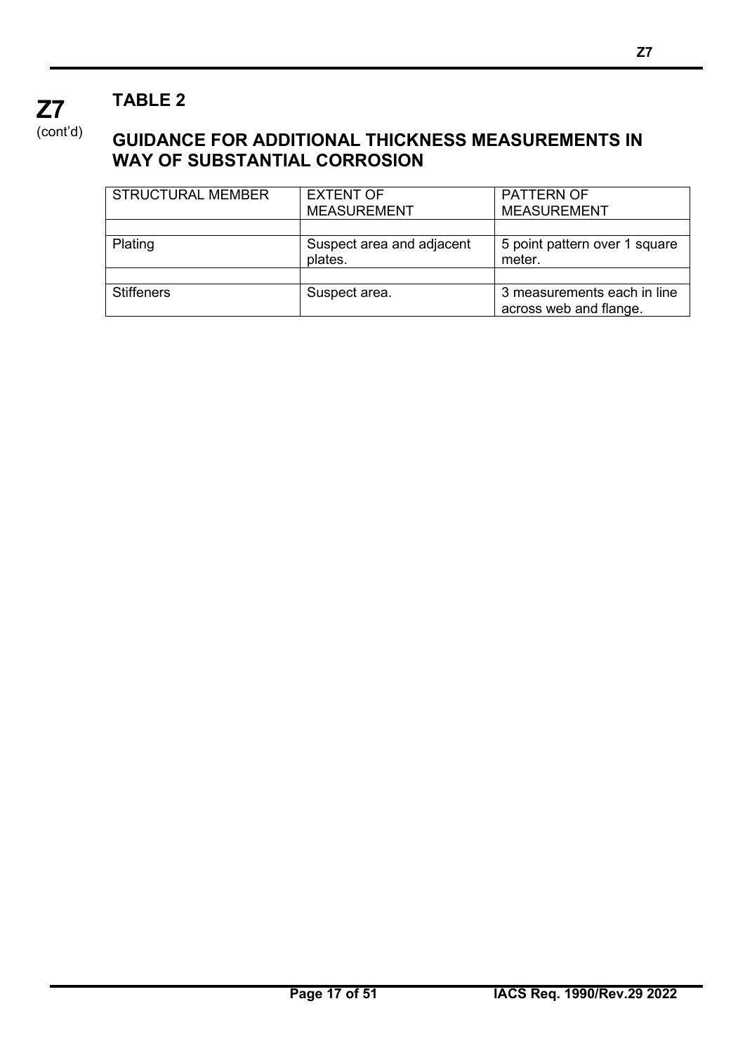## TABLE 2

## GUIDANCE FOR ADDITIONAL THICKNESS MEASUREMENTS IN WAY OF SUBSTANTIAL CORROSION

| STRUCTURAL MEMBER | EXTENT OF MEASUREMENT | PATTERN OF MEASUREMENT |
|---|---|---|
| | | |
| Plating | Suspect area and adjacent plates. | 5 point pattern over 1 square meter. |
| | | |
| Stiffeners | Suspect area. | 3 measurements each in line across web and flange. |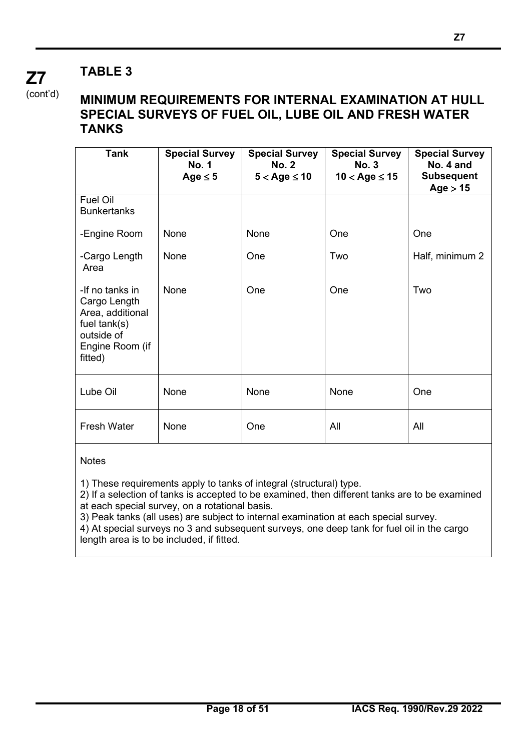**Z7** (cont'd)

## TABLE 3

## MINIMUM REQUIREMENTS FOR INTERNAL EXAMINATION AT HULL SPECIAL SURVEYS OF FUEL OIL, LUBE OIL AND FRESH WATER TANKS

| Tank | Special Survey No. 1 Age $\leq 5$ | Special Survey No. 2 $5 < \text{Age} \leq 10$ | Special Survey No. 3 $10 < \text{Age} \leq 15$ | Special Survey No. 4 and Subsequent Age $> 15$ |
|---|---|---|---|---|
| Fuel Oil Bunkertanks | | | | |
| -Engine Room | None | None | One | One |
| -Cargo Length Area | None | One | Two | Half, minimum 2 |
| -If no tanks in Cargo Length Area, additional fuel tank(s) outside of Engine Room (if fitted) | None | One | One | Two |
| Lube Oil | None | None | None | One |
| Fresh Water | None | One | All | All |

Notes

1) These requirements apply to tanks of integral (structural) type.
2) If a selection of tanks is accepted to be examined, then different tanks are to be examined at each special survey, on a rotational basis.
3) Peak tanks (all uses) are subject to internal examination at each special survey.
4) At special surveys no 3 and subsequent surveys, one deep tank for fuel oil in the cargo length area is to be included, if fitted.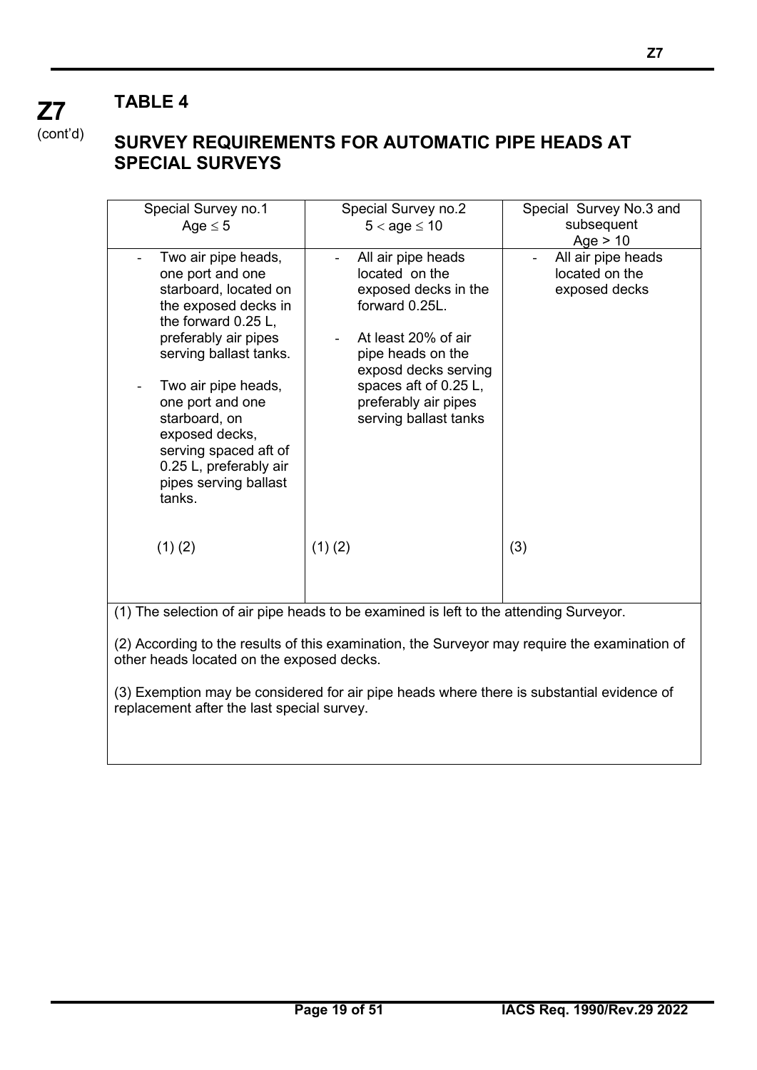**Z7** (cont'd)

## TABLE 4

## SURVEY REQUIREMENTS FOR AUTOMATIC PIPE HEADS AT SPECIAL SURVEYS

| Special Survey no.1<br>Age $\leq 5$ | Special Survey no.2<br>$5 < \text{age} \leq 10$ | Special Survey No.3 and subsequent<br>Age > 10 |
|---|---|---|
| - Two air pipe heads, one port and one starboard, located on the exposed decks in the forward 0.25 L, preferably air pipes serving ballast tanks.<br><br>- Two air pipe heads, one port and one starboard, on exposed decks, serving spaced aft of 0.25 L, preferably air pipes serving ballast tanks.<br><br>(1) (2) | - All air pipe heads located on the exposed decks in the forward 0.25L.<br><br>- At least 20% of air pipe heads on the exposd decks serving spaces aft of 0.25 L, preferably air pipes serving ballast tanks<br><br>(1) (2) | - All air pipe heads located on the exposed decks<br><br>(3) |

(1) The selection of air pipe heads to be examined is left to the attending Surveyor.

(2) According to the results of this examination, the Surveyor may require the examination of other heads located on the exposed decks.

(3) Exemption may be considered for air pipe heads where there is substantial evidence of replacement after the last special survey.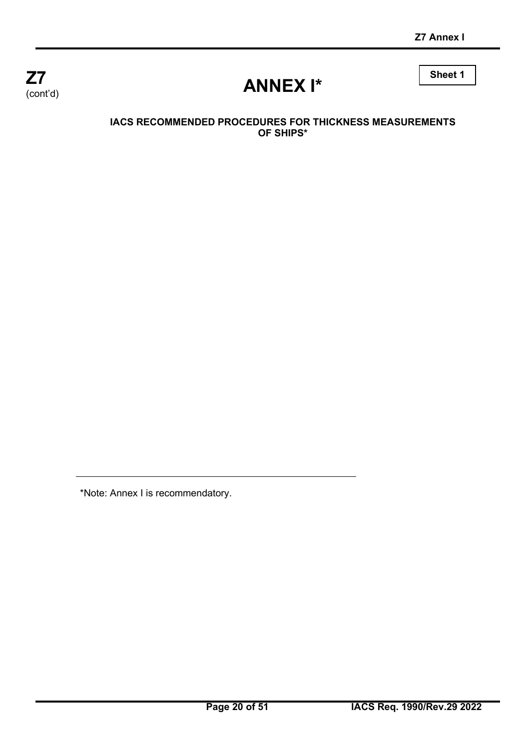Sheet 1

# ANNEX I*

**IACS RECOMMENDED PROCEDURES FOR THICKNESS MEASUREMENTS OF SHIPS***

---

*Note: Annex I is recommendatory.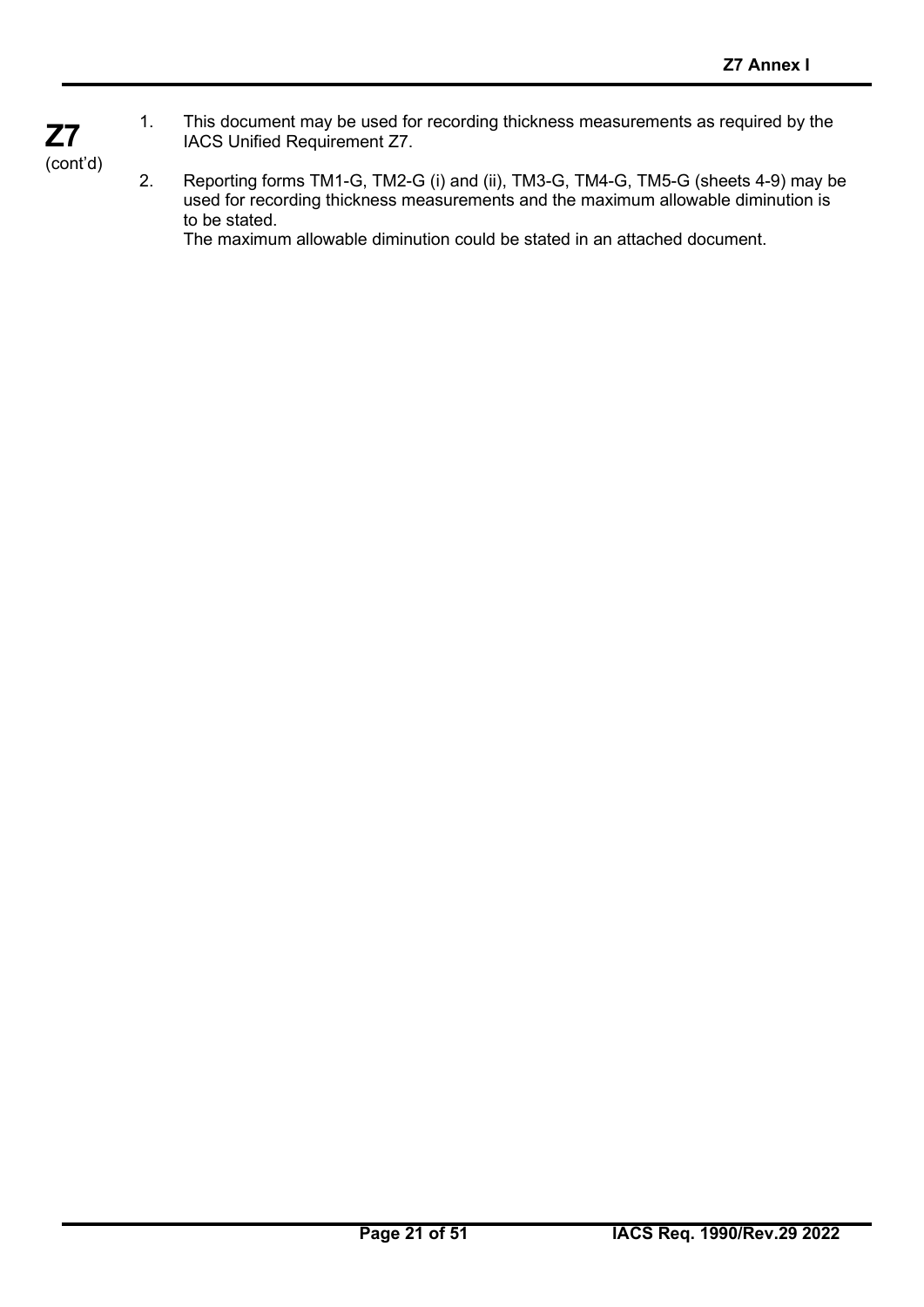1. This document may be used for recording thickness measurements as required by the IACS Unified Requirement Z7.

2. Reporting forms TM1-G, TM2-G (i) and (ii), TM3-G, TM4-G, TM5-G (sheets 4-9) may be used for recording thickness measurements and the maximum allowable diminution is to be stated.
   The maximum allowable diminution could be stated in an attached document.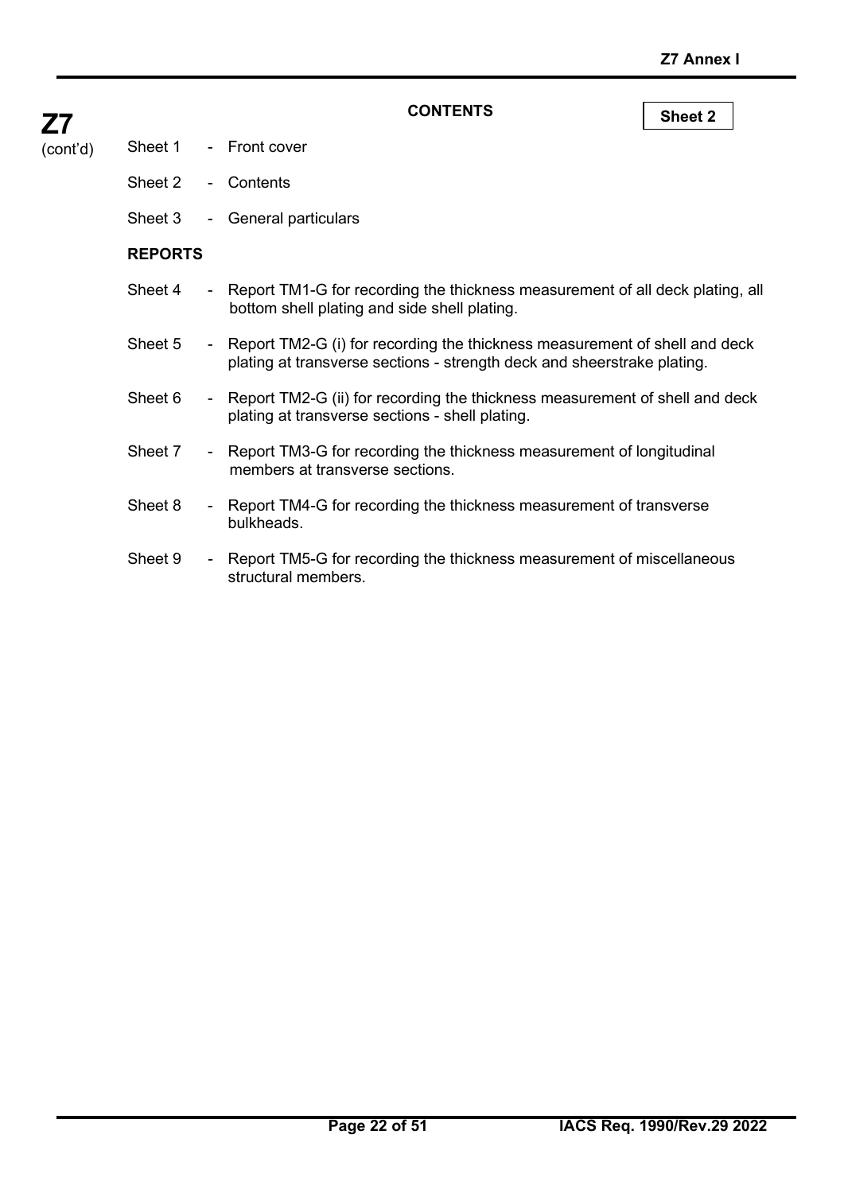## CONTENTS

**Sheet 2**

- Sheet 1 - Front cover
- Sheet 2 - Contents
- Sheet 3 - General particulars

**REPORTS**

- Sheet 4 - Report TM1-G for recording the thickness measurement of all deck plating, all bottom shell plating and side shell plating.
- Sheet 5 - Report TM2-G (i) for recording the thickness measurement of shell and deck plating at transverse sections - strength deck and sheerstrake plating.
- Sheet 6 - Report TM2-G (ii) for recording the thickness measurement of shell and deck plating at transverse sections - shell plating.
- Sheet 7 - Report TM3-G for recording the thickness measurement of longitudinal members at transverse sections.
- Sheet 8 - Report TM4-G for recording the thickness measurement of transverse bulkheads.
- Sheet 9 - Report TM5-G for recording the thickness measurement of miscellaneous structural members.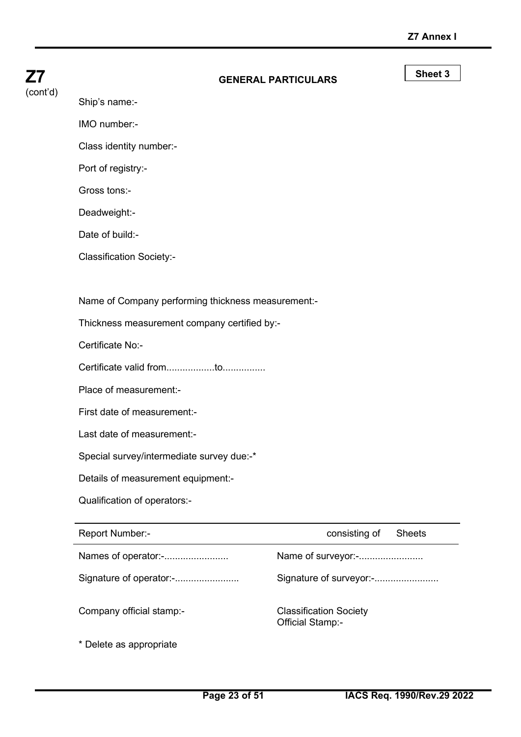**Z7** (cont'd)

## GENERAL PARTICULARS

**Sheet 3**

Ship's name:-

IMO number:-

Class identity number:-

Port of registry:-

Gross tons:-

Deadweight:-

Date of build:-

Classification Society:-

Name of Company performing thickness measurement:-

Thickness measurement company certified by:-

Certificate No:-

Certificate valid from..................to................

Place of measurement:-

First date of measurement:-

Last date of measurement:-

Special survey/intermediate survey due:-*

Details of measurement equipment:-

Qualification of operators:-

| Report Number:- | consisting of Sheets |
|---|---|
| Names of operator:-........................ | Name of surveyor:-........................ |
| Signature of operator:-........................ | Signature of surveyor:-........................ |
| Company official stamp:- | Classification Society Official Stamp:- |

* Delete as appropriate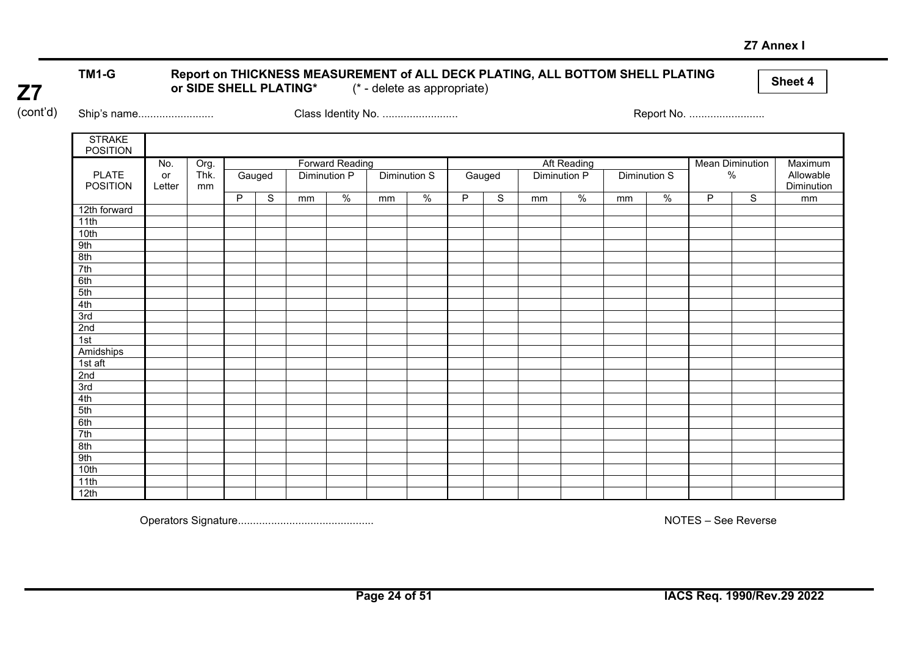Z7 Annex I

**Z7** (cont'd)

**TM1-G** **Report on THICKNESS MEASUREMENT of ALL DECK PLATING, ALL BOTTOM SHELL PLATING or SIDE SHELL PLATING*** (* - delete as appropriate)

**Sheet 4**

Ship's name......................... Class Identity No. ......................... Report No. .........................

| STRAKE POSITION | | | | | | | | | | | | | | | | | |
|---|---|---|---|---|---|---|---|---|---|---|---|---|---|---|---|---|---|
| PLATE POSITION | No. or Letter | Org. Thk. mm | Forward Reading | | | | | | Aft Reading | | | | | | Mean Diminution % | | Maximum Allowable Diminution |
| | | | Gauged | | Diminution P | | Diminution S | | Gauged | | Diminution P | | Diminution S | | | | |
| | | | P | S | mm | % | mm | % | P | S | mm | % | mm | % | P | S | mm |
| 12th forward | | | | | | | | | | | | | | | | | |
| 11th | | | | | | | | | | | | | | | | | |
| 10th | | | | | | | | | | | | | | | | | |
| 9th | | | | | | | | | | | | | | | | | |
| 8th | | | | | | | | | | | | | | | | | |
| 7th | | | | | | | | | | | | | | | | | |
| 6th | | | | | | | | | | | | | | | | | |
| 5th | | | | | | | | | | | | | | | | | |
| 4th | | | | | | | | | | | | | | | | | |
| 3rd | | | | | | | | | | | | | | | | | |
| 2nd | | | | | | | | | | | | | | | | | |
| 1st | | | | | | | | | | | | | | | | | |
| Amidships | | | | | | | | | | | | | | | | | |
| 1st aft | | | | | | | | | | | | | | | | | |
| 2nd | | | | | | | | | | | | | | | | | |
| 3rd | | | | | | | | | | | | | | | | | |
| 4th | | | | | | | | | | | | | | | | | |
| 5th | | | | | | | | | | | | | | | | | |
| 6th | | | | | | | | | | | | | | | | | |
| 7th | | | | | | | | | | | | | | | | | |
| 8th | | | | | | | | | | | | | | | | | |
| 9th | | | | | | | | | | | | | | | | | |
| 10th | | | | | | | | | | | | | | | | | |
| 11th | | | | | | | | | | | | | | | | | |
| 12th | | | | | | | | | | | | | | | | | |

Operators Signature............................................ NOTES – See Reverse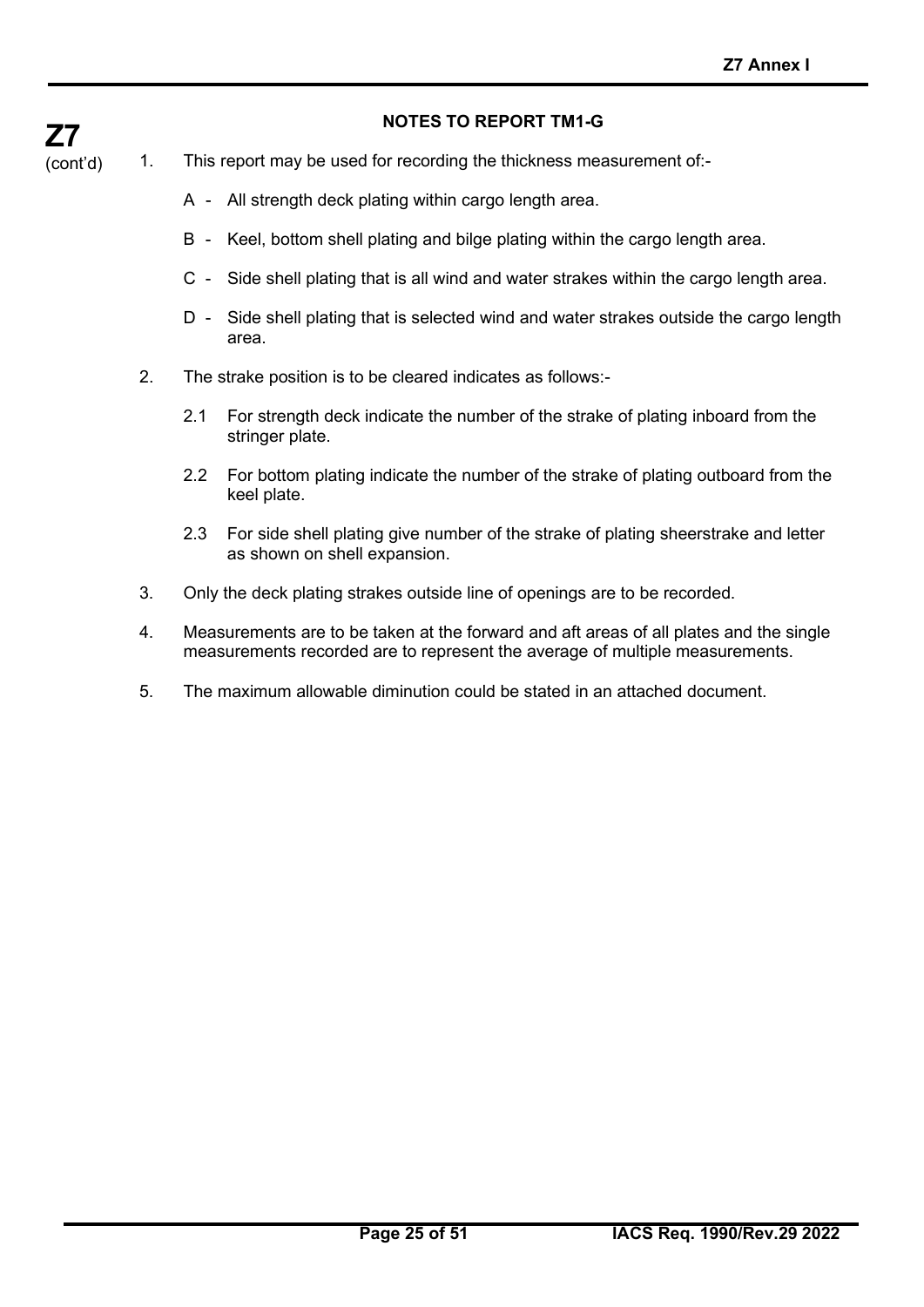**Z7** (cont'd)

### NOTES TO REPORT TM1-G

1. This report may be used for recording the thickness measurement of:-

   A - All strength deck plating within cargo length area.

   B - Keel, bottom shell plating and bilge plating within the cargo length area.

   C - Side shell plating that is all wind and water strakes within the cargo length area.

   D - Side shell plating that is selected wind and water strakes outside the cargo length area.

2. The strake position is to be cleared indicates as follows:-

   2.1 For strength deck indicate the number of the strake of plating inboard from the stringer plate.

   2.2 For bottom plating indicate the number of the strake of plating outboard from the keel plate.

   2.3 For side shell plating give number of the strake of plating sheerstrake and letter as shown on shell expansion.

3. Only the deck plating strakes outside line of openings are to be recorded.

4. Measurements are to be taken at the forward and aft areas of all plates and the single measurements recorded are to represent the average of multiple measurements.

5. The maximum allowable diminution could be stated in an attached document.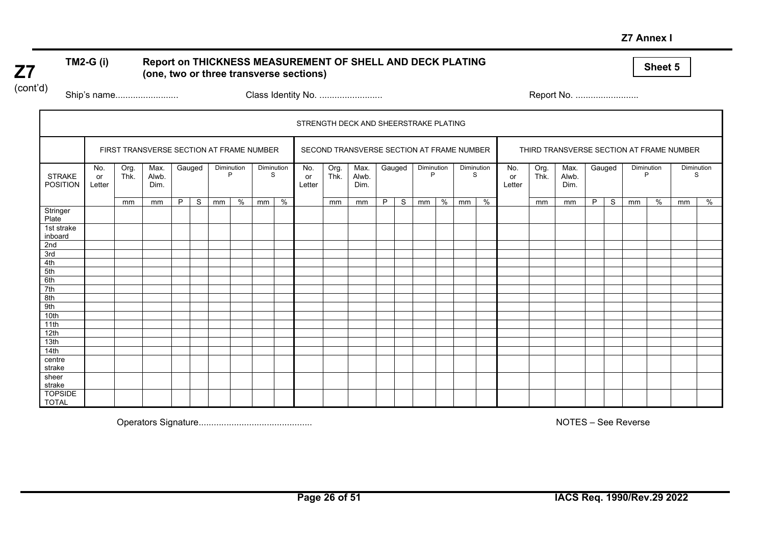Z7 Annex I

**Z7** (cont'd)

**TM2-G (i)** **Report on THICKNESS MEASUREMENT OF SHELL AND DECK PLATING (one, two or three transverse sections)**

**Sheet 5**

Ship's name......................... Class Identity No. ......................... Report No. .........................

| STRENGTH DECK AND SHEERSTRAKE PLATING | | | | | | | | | | | | | | | | | | | | | | | | | | | | | | | | | | | | |
|---|---|---|---|---|---|---|---|---|---|---|---|---|---|---|---|---|---|---|---|---|---|---|---|---|---|---|---|---|---|---|---|---|---|---|---|---|
| | FIRST TRANSVERSE SECTION AT FRAME NUMBER | | | | | | | | | | | SECOND TRANSVERSE SECTION AT FRAME NUMBER | | | | | | | | | | | | THIRD TRANSVERSE SECTION AT FRAME NUMBER | | | | | | | | | | | | |
| STRAKE POSITION | No. or Letter | Org. Thk. | Max. Alwb. Dim. | Gauged | | Diminution P | | Diminution S | | | | No. or Letter | Org. Thk. | Max. Alwb. Dim. | Gauged | | Diminution P | | Diminution S | | | | | No. or Letter | Org. Thk. | Max. Alwb. Dim. | Gauged | | Diminution P | | Diminution S | | | | | |
| | | mm | mm | P | S | mm | % | mm | % | | | | mm | mm | P | S | mm | % | mm | % | | | | | mm | mm | P | S | mm | % | mm | % | | | | |
| Stringer Plate | | | | | | | | | | | | | | | | | | | | | | | | | | | | | | | | | | | | |
| 1st strake inboard | | | | | | | | | | | | | | | | | | | | | | | | | | | | | | | | | | | | |
| 2nd | | | | | | | | | | | | | | | | | | | | | | | | | | | | | | | | | | | | |
| 3rd | | | | | | | | | | | | | | | | | | | | | | | | | | | | | | | | | | | | |
| 4th | | | | | | | | | | | | | | | | | | | | | | | | | | | | | | | | | | | | |
| 5th | | | | | | | | | | | | | | | | | | | | | | | | | | | | | | | | | | | | |
| 6th | | | | | | | | | | | | | | | | | | | | | | | | | | | | | | | | | | | | |
| 7th | | | | | | | | | | | | | | | | | | | | | | | | | | | | | | | | | | | | |
| 8th | | | | | | | | | | | | | | | | | | | | | | | | | | | | | | | | | | | | |
| 9th | | | | | | | | | | | | | | | | | | | | | | | | | | | | | | | | | | | | |
| 10th | | | | | | | | | | | | | | | | | | | | | | | | | | | | | | | | | | | | |
| 11th | | | | | | | | | | | | | | | | | | | | | | | | | | | | | | | | | | | | |
| 12th | | | | | | | | | | | | | | | | | | | | | | | | | | | | | | | | | | | | |
| 13th | | | | | | | | | | | | | | | | | | | | | | | | | | | | | | | | | | | | |
| 14th | | | | | | | | | | | | | | | | | | | | | | | | | | | | | | | | | | | | |
| centre strake | | | | | | | | | | | | | | | | | | | | | | | | | | | | | | | | | | | | |
| sheer strake | | | | | | | | | | | | | | | | | | | | | | | | | | | | | | | | | | | | |
| TOPSIDE TOTAL | | | | | | | | | | | | | | | | | | | | | | | | | | | | | | | | | | | | |

Operators Signature............................................ NOTES – See Reverse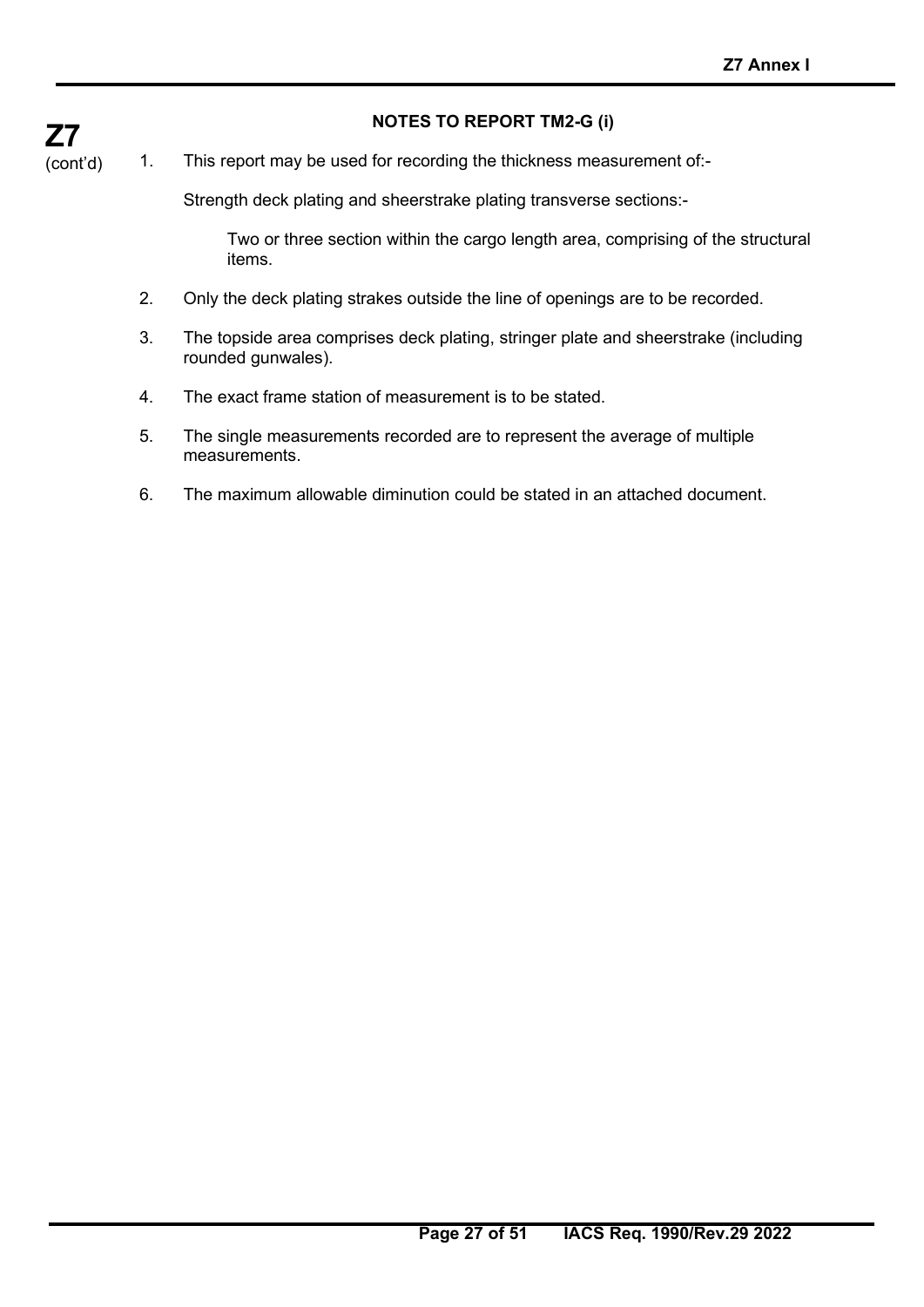## NOTES TO REPORT TM2-G (i)

1. This report may be used for recording the thickness measurement of:-

   Strength deck plating and sheerstrake plating transverse sections:-

   > Two or three section within the cargo length area, comprising of the structural items.

2. Only the deck plating strakes outside the line of openings are to be recorded.

3. The topside area comprises deck plating, stringer plate and sheerstrake (including rounded gunwales).

4. The exact frame station of measurement is to be stated.

5. The single measurements recorded are to represent the average of multiple measurements.

6. The maximum allowable diminution could be stated in an attached document.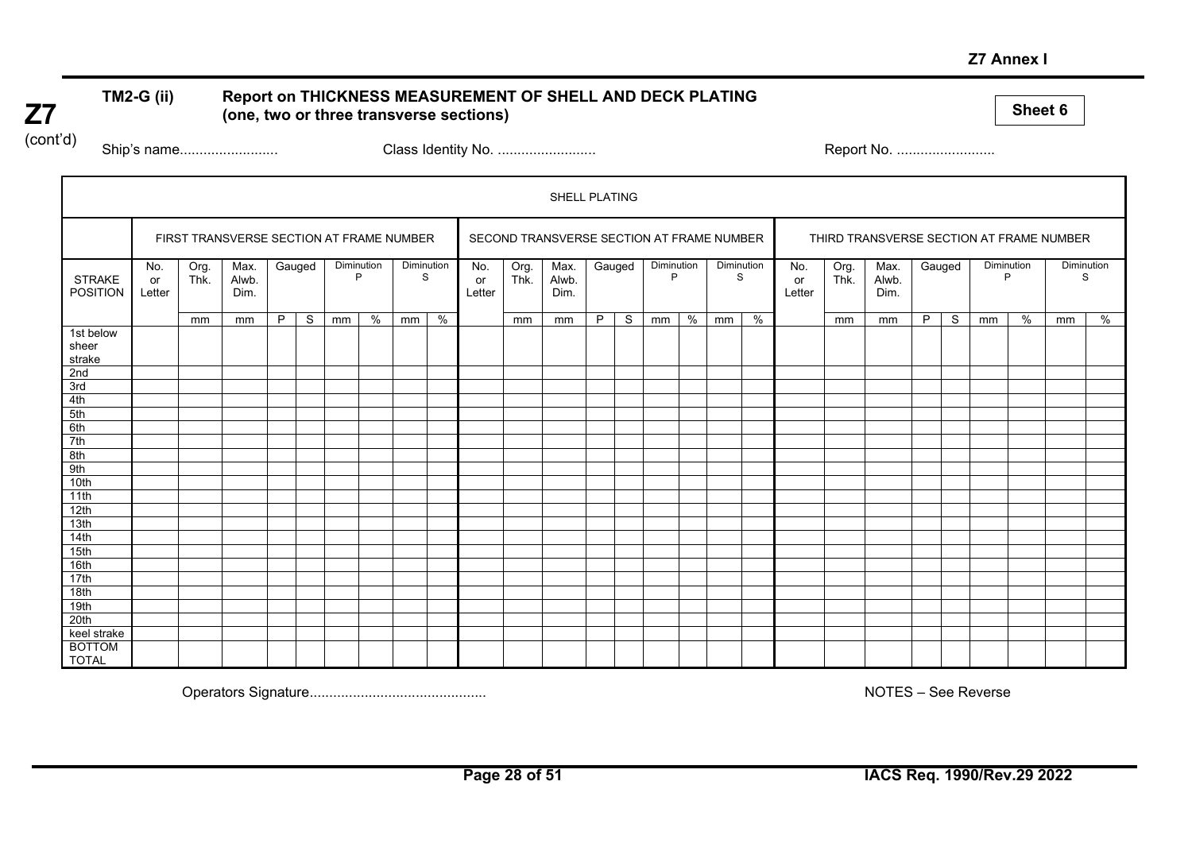Z7 Annex I

**Z7** (cont'd)

**TM2-G (ii) Report on THICKNESS MEASUREMENT OF SHELL AND DECK PLATING (one, two or three transverse sections)**

**Sheet 6**

Ship's name......................... Class Identity No. ......................... Report No. .........................

| SHELL PLATING | | | | | | | | | | | | | | | | | | | | | | | | | | | | | | |
|---|---|---|---|---|---|---|---|---|---|---|---|---|---|---|---|---|---|---|---|---|---|---|---|---|---|---|---|---|---|---|
| | FIRST TRANSVERSE SECTION AT FRAME NUMBER | | | | | | | | | | SECOND TRANSVERSE SECTION AT FRAME NUMBER | | | | | | | | | | THIRD TRANSVERSE SECTION AT FRAME NUMBER | | | | | | | | | |
| STRAKE POSITION | No. or Letter | Org. Thk. | Max. Alwb. Dim. | Gauged | | Diminution P | | Diminution S | | No. or Letter | Org. Thk. | Max. Alwb. Dim. | Gauged | | Diminution P | | Diminution S | | No. or Letter | Org. Thk. | Max. Alwb. Dim. | Gauged | | Diminution P | | Diminution S | |
| | | mm | mm | P | S | mm | % | mm | % | | mm | mm | P | S | mm | % | mm | % | | mm | mm | P | S | mm | % | mm | % |
| 1st below sheer strake | | | | | | | | | | | | | | | | | | | | | | | | | | | |
| 2nd | | | | | | | | | | | | | | | | | | | | | | | | | | | |
| 3rd | | | | | | | | | | | | | | | | | | | | | | | | | | | |
| 4th | | | | | | | | | | | | | | | | | | | | | | | | | | | |
| 5th | | | | | | | | | | | | | | | | | | | | | | | | | | | |
| 6th | | | | | | | | | | | | | | | | | | | | | | | | | | | |
| 7th | | | | | | | | | | | | | | | | | | | | | | | | | | | |
| 8th | | | | | | | | | | | | | | | | | | | | | | | | | | | |
| 9th | | | | | | | | | | | | | | | | | | | | | | | | | | | |
| 10th | | | | | | | | | | | | | | | | | | | | | | | | | | | |
| 11th | | | | | | | | | | | | | | | | | | | | | | | | | | | |
| 12th | | | | | | | | | | | | | | | | | | | | | | | | | | | |
| 13th | | | | | | | | | | | | | | | | | | | | | | | | | | | |
| 14th | | | | | | | | | | | | | | | | | | | | | | | | | | | |
| 15th | | | | | | | | | | | | | | | | | | | | | | | | | | | |
| 16th | | | | | | | | | | | | | | | | | | | | | | | | | | | |
| 17th | | | | | | | | | | | | | | | | | | | | | | | | | | | |
| 18th | | | | | | | | | | | | | | | | | | | | | | | | | | | |
| 19th | | | | | | | | | | | | | | | | | | | | | | | | | | | |
| 20th | | | | | | | | | | | | | | | | | | | | | | | | | | | |
| keel strake | | | | | | | | | | | | | | | | | | | | | | | | | | | |
| BOTTOM TOTAL | | | | | | | | | | | | | | | | | | | | | | | | | | | |

Operators Signature............................................ NOTES – See Reverse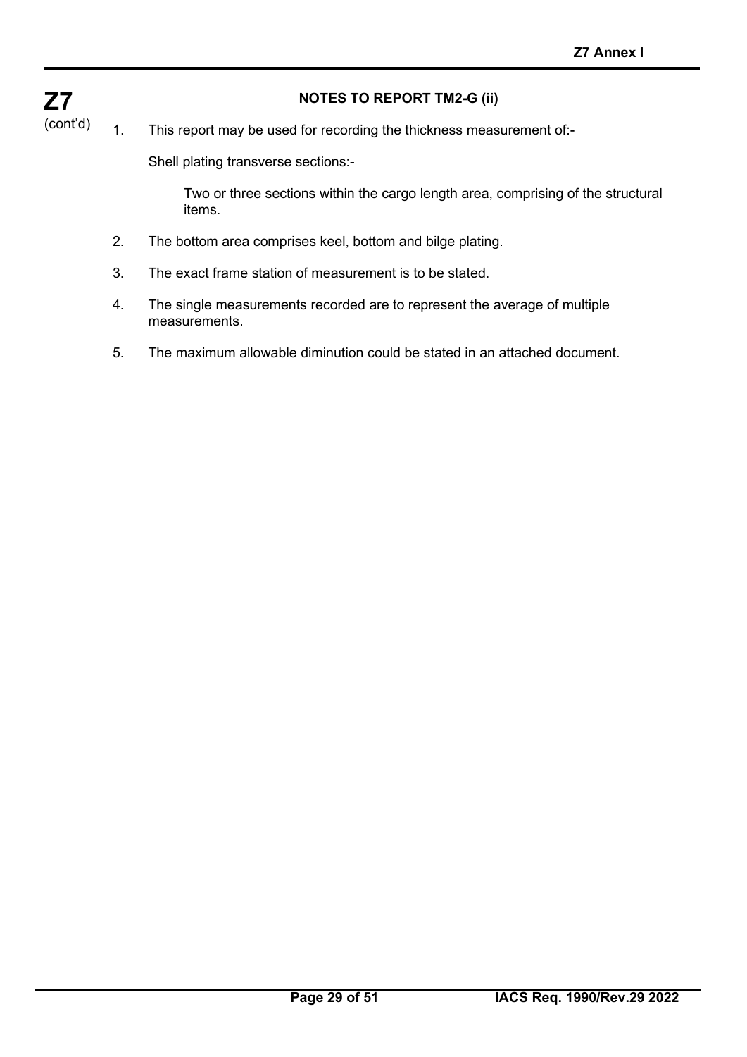## NOTES TO REPORT TM2-G (ii)

1. This report may be used for recording the thickness measurement of:-

   Shell plating transverse sections:-

   > Two or three sections within the cargo length area, comprising of the structural items.

2. The bottom area comprises keel, bottom and bilge plating.

3. The exact frame station of measurement is to be stated.

4. The single measurements recorded are to represent the average of multiple measurements.

5. The maximum allowable diminution could be stated in an attached document.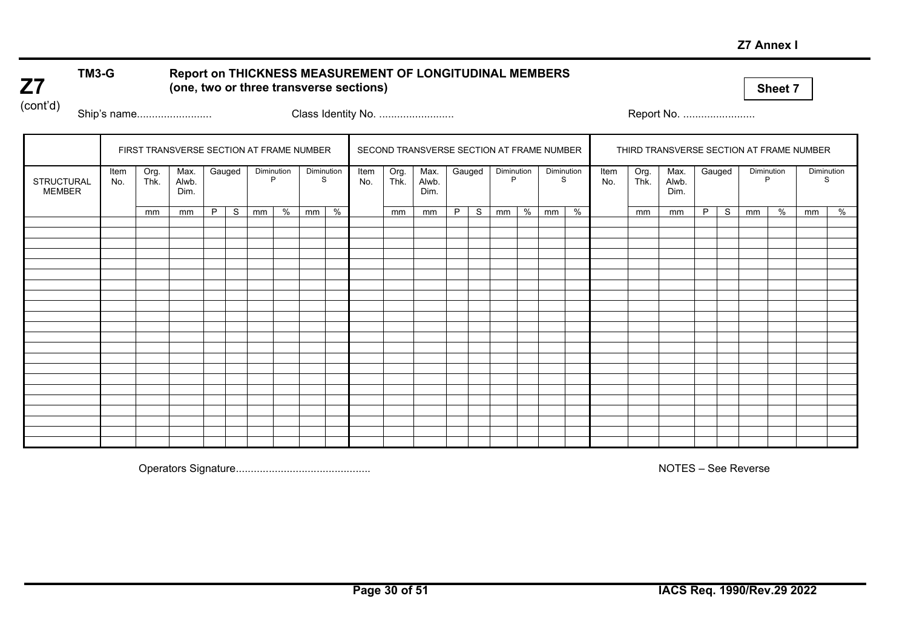Z7 Annex I

**Z7** (cont'd)

**TM3-G** **Report on THICKNESS MEASUREMENT OF LONGITUDINAL MEMBERS (one, two or three transverse sections)**

**Sheet 7**

Ship's name......................... Class Identity No. ......................... Report No. ........................

| | FIRST TRANSVERSE SECTION AT FRAME NUMBER | | | | | | | | | SECOND TRANSVERSE SECTION AT FRAME NUMBER | | | | | | | | | THIRD TRANSVERSE SECTION AT FRAME NUMBER | | | | | | | | |
|---|---|---|---|---|---|---|---|---|---|---|---|---|---|---|---|---|---|---|---|---|---|---|---|---|---|---|---|
| STRUCTURAL MEMBER | Item No. | Org. Thk. | Max. Alwb. Dim. | Gauged | | Diminution P | | Diminution S | | Item No. | Org. Thk. | Max. Alwb. Dim. | Gauged | | Diminution P | | Diminution S | | Item No. | Org. Thk. | Max. Alwb. Dim. | Gauged | | Diminution P | | Diminution S | |
| | | mm | mm | P | S | mm | % | mm | % | | mm | mm | P | S | mm | % | mm | % | | mm | mm | P | S | mm | % | mm | % |
| | | | | | | | | | | | | | | | | | | | | | | | | | | | |
| | | | | | | | | | | | | | | | | | | | | | | | | | | | |
| | | | | | | | | | | | | | | | | | | | | | | | | | | | |
| | | | | | | | | | | | | | | | | | | | | | | | | | | | |
| | | | | | | | | | | | | | | | | | | | | | | | | | | | |
| | | | | | | | | | | | | | | | | | | | | | | | | | | | |
| | | | | | | | | | | | | | | | | | | | | | | | | | | | |
| | | | | | | | | | | | | | | | | | | | | | | | | | | | |
| | | | | | | | | | | | | | | | | | | | | | | | | | | | |
| | | | | | | | | | | | | | | | | | | | | | | | | | | | |
| | | | | | | | | | | | | | | | | | | | | | | | | | | | |
| | | | | | | | | | | | | | | | | | | | | | | | | | | | |
| | | | | | | | | | | | | | | | | | | | | | | | | | | | |
| | | | | | | | | | | | | | | | | | | | | | | | | | | | |
| | | | | | | | | | | | | | | | | | | | | | | | | | | | |
| | | | | | | | | | | | | | | | | | | | | | | | | | | | |
| | | | | | | | | | | | | | | | | | | | | | | | | | | | |
| | | | | | | | | | | | | | | | | | | | | | | | | | | | |
| | | | | | | | | | | | | | | | | | | | | | | | | | | | |
| | | | | | | | | | | | | | | | | | | | | | | | | | | | |
| | | | | | | | | | | | | | | | | | | | | | | | | | | | |
| | | | | | | | | | | | | | | | | | | | | | | | | | | | |

Operators Signature............................................ NOTES – See Reverse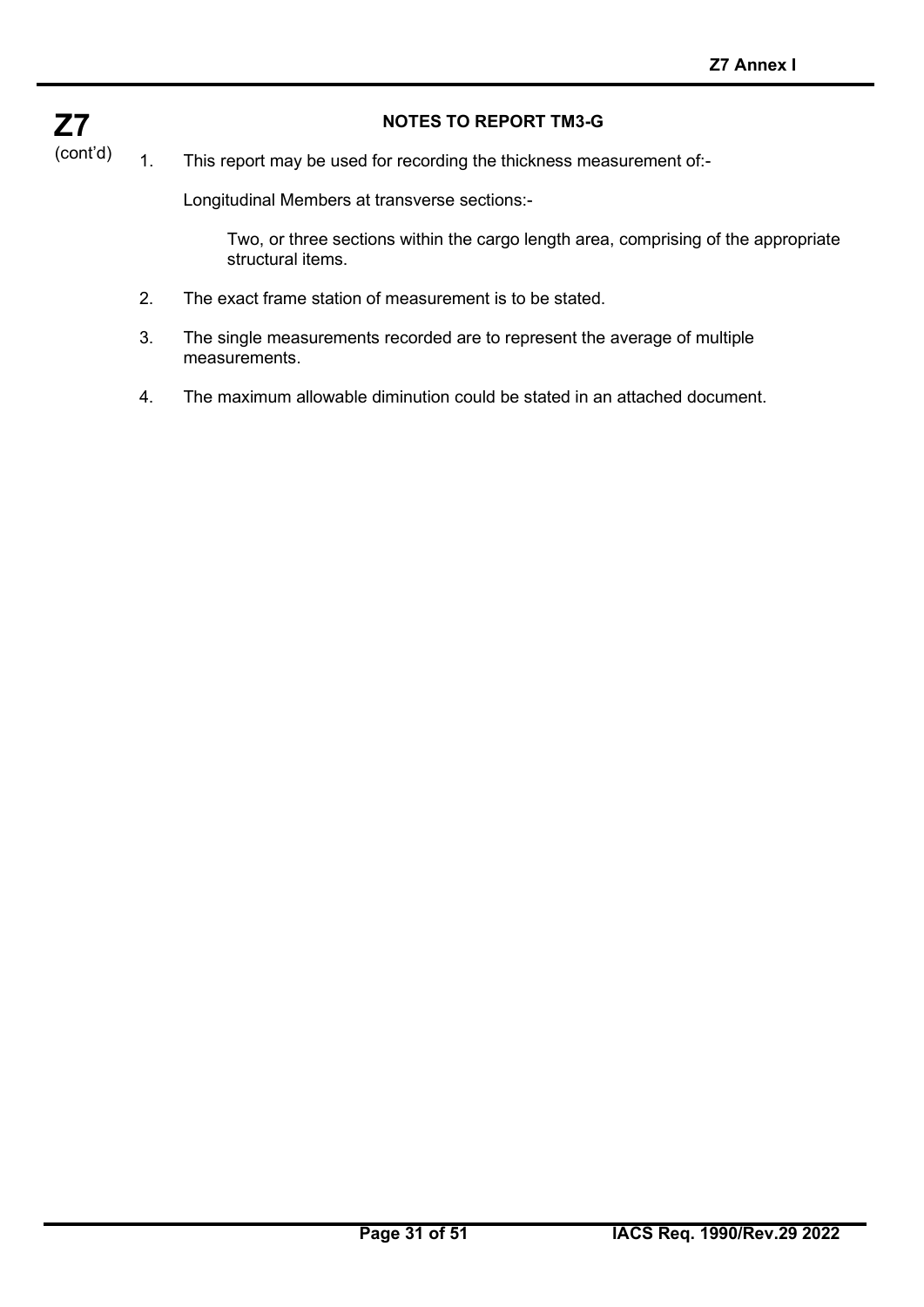## NOTES TO REPORT TM3-G

1. This report may be used for recording the thickness measurement of:-

   Longitudinal Members at transverse sections:-

   Two, or three sections within the cargo length area, comprising of the appropriate structural items.

2. The exact frame station of measurement is to be stated.

3. The single measurements recorded are to represent the average of multiple measurements.

4. The maximum allowable diminution could be stated in an attached document.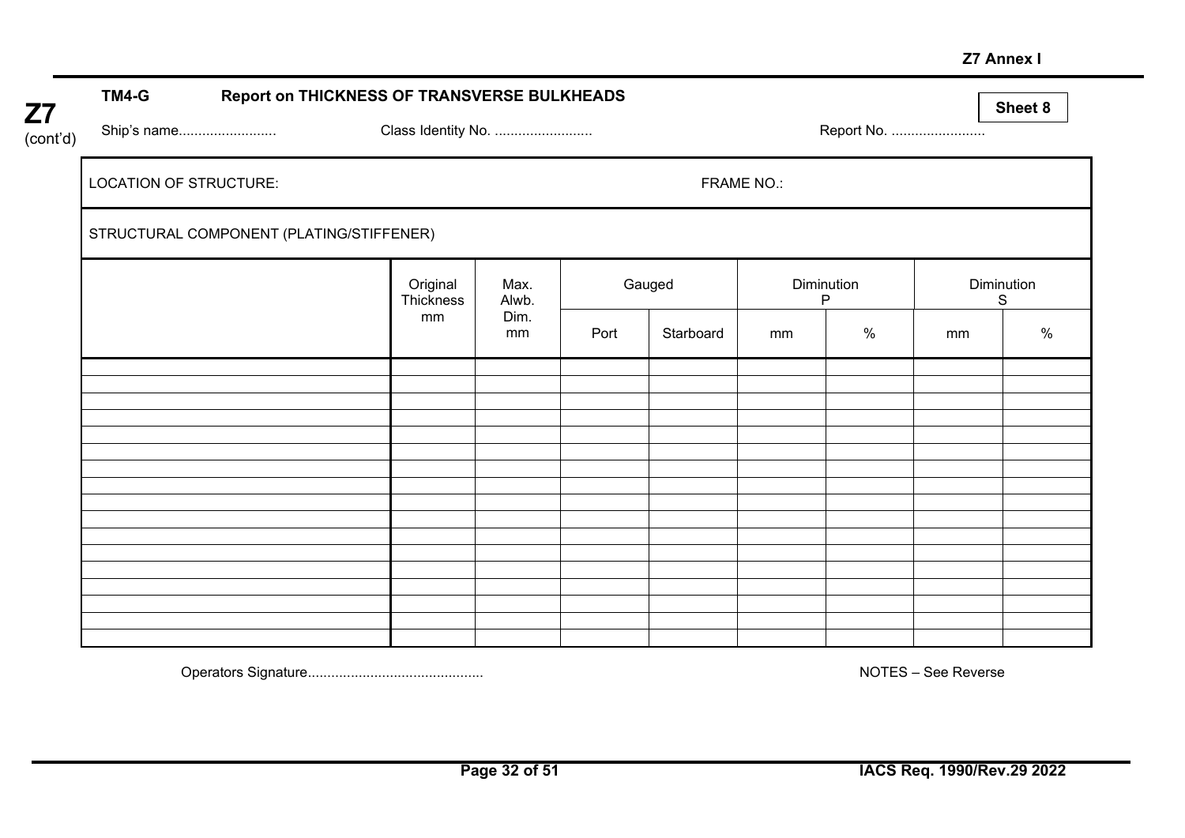**Z7** (cont'd)

**TM4-G Report on THICKNESS OF TRANSVERSE BULKHEADS**

**Sheet 8**

Ship's name......................... Class Identity No. ......................... Report No. ........................

| LOCATION OF STRUCTURE: | | | | | FRAME NO.: | | | |
|---|---|---|---|---|---|---|---|---|
| STRUCTURAL COMPONENT (PLATING/STIFFENER) | | | | | | | | |
| | Original Thickness mm | Max. Alwb. Dim. mm | Gauged | | Diminution P | | Diminution S | |
| | | | Port | Starboard | mm | % | mm | % |
| | | | | | | | | |
| | | | | | | | | |
| | | | | | | | | |
| | | | | | | | | |
| | | | | | | | | |
| | | | | | | | | |
| | | | | | | | | |
| | | | | | | | | |
| | | | | | | | | |
| | | | | | | | | |
| | | | | | | | | |
| | | | | | | | | |
| | | | | | | | | |
| | | | | | | | | |
| | | | | | | | | |
| | | | | | | | | |
| | | | | | | | | |

Operators Signature............................................ NOTES – See Reverse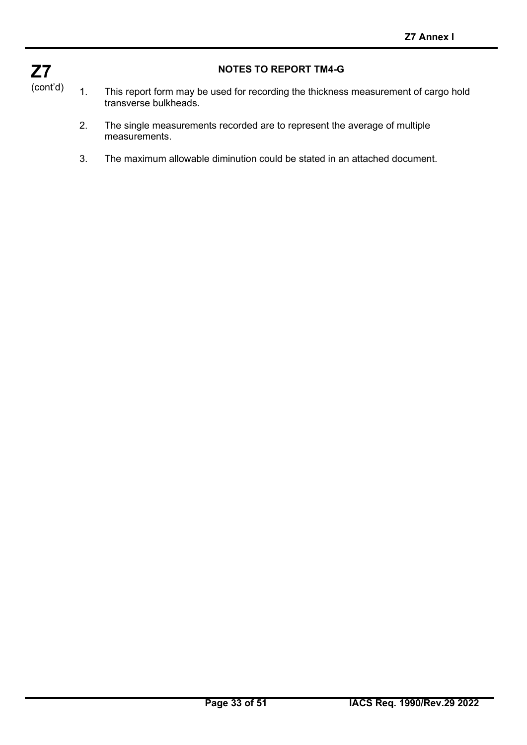## NOTES TO REPORT TM4-G

1. This report form may be used for recording the thickness measurement of cargo hold transverse bulkheads.

2. The single measurements recorded are to represent the average of multiple measurements.

3. The maximum allowable diminution could be stated in an attached document.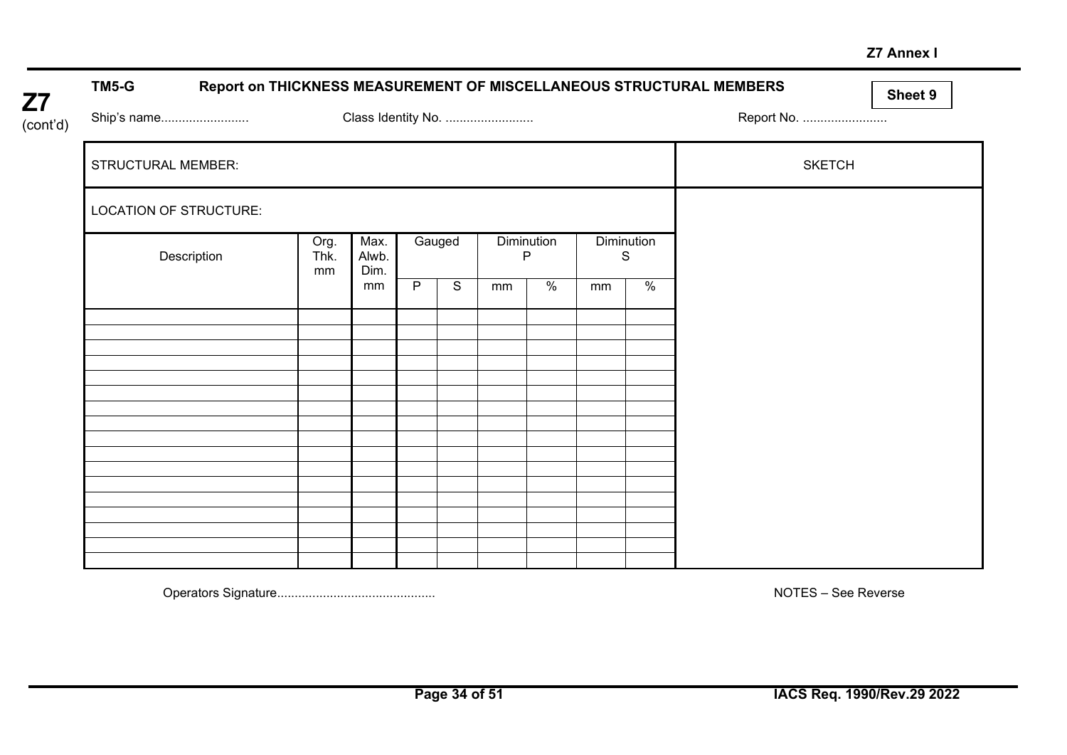**Z7**
(cont'd)

## TM5-G Report on THICKNESS MEASUREMENT OF MISCELLANEOUS STRUCTURAL MEMBERS

**Sheet 9**

Ship's name......................... Class Identity No. ......................... Report No. ........................

| STRUCTURAL MEMBER: | | | | | | | | | | SKETCH |
|---|---|---|---|---|---|---|---|---|---|---|
| LOCATION OF STRUCTURE: | | | | | | | | | | |
| Description | Org. Thk. mm | Max. Alwb. Dim. | Gauged | | Diminution P | | Diminution S | | | |
| | | mm | P | S | mm | % | mm | % | | |
| | | | | | | | | | | |
| | | | | | | | | | | |
| | | | | | | | | | | |
| | | | | | | | | | | |
| | | | | | | | | | | |
| | | | | | | | | | | |
| | | | | | | | | | | |
| | | | | | | | | | | |
| | | | | | | | | | | |
| | | | | | | | | | | |
| | | | | | | | | | | |
| | | | | | | | | | | |
| | | | | | | | | | | |
| | | | | | | | | | | |
| | | | | | | | | | | |
| | | | | | | | | | | |
| | | | | | | | | | | |

Operators Signature............................................ NOTES – See Reverse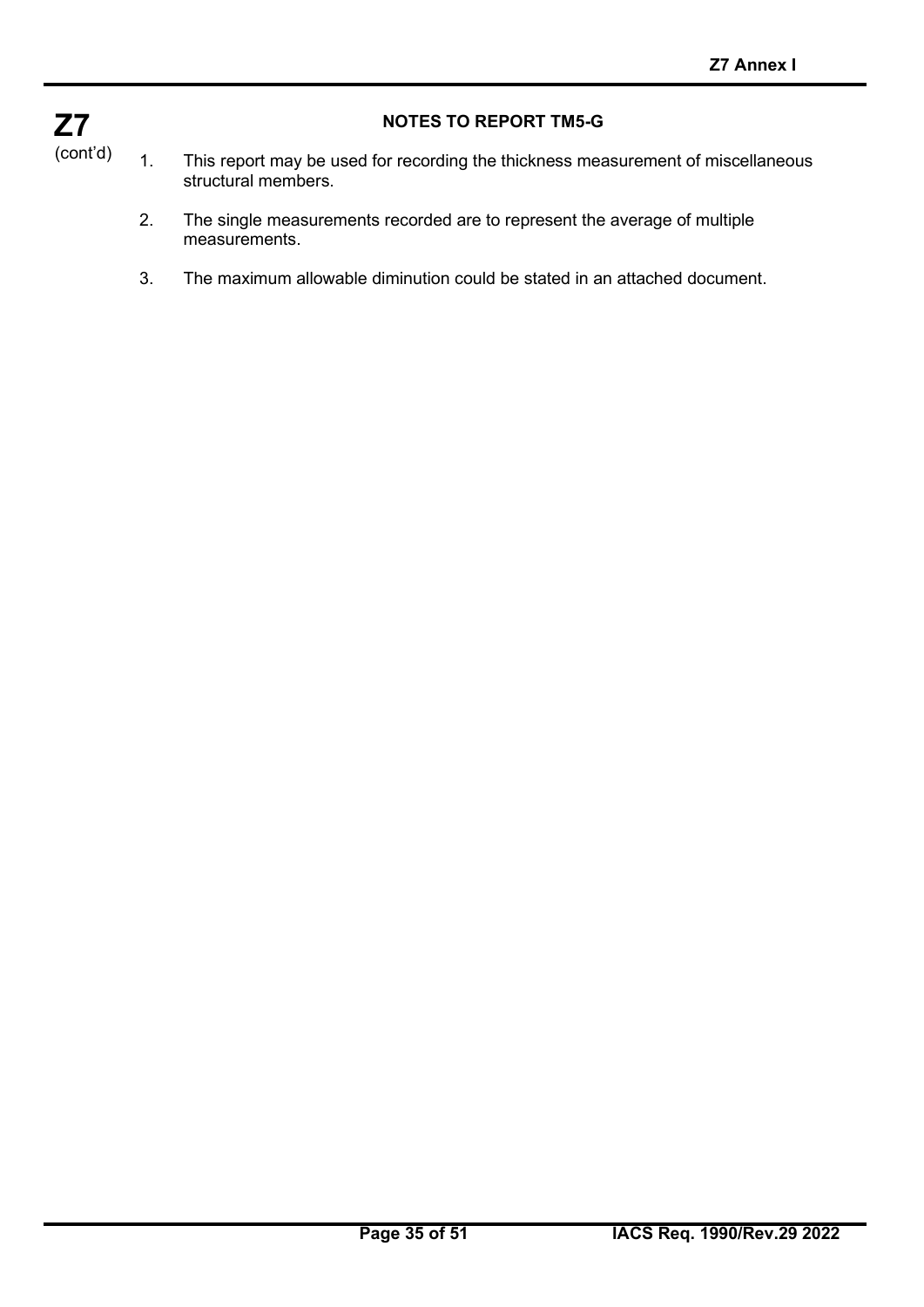## NOTES TO REPORT TM5-G

1. This report may be used for recording the thickness measurement of miscellaneous structural members.

2. The single measurements recorded are to represent the average of multiple measurements.

3. The maximum allowable diminution could be stated in an attached document.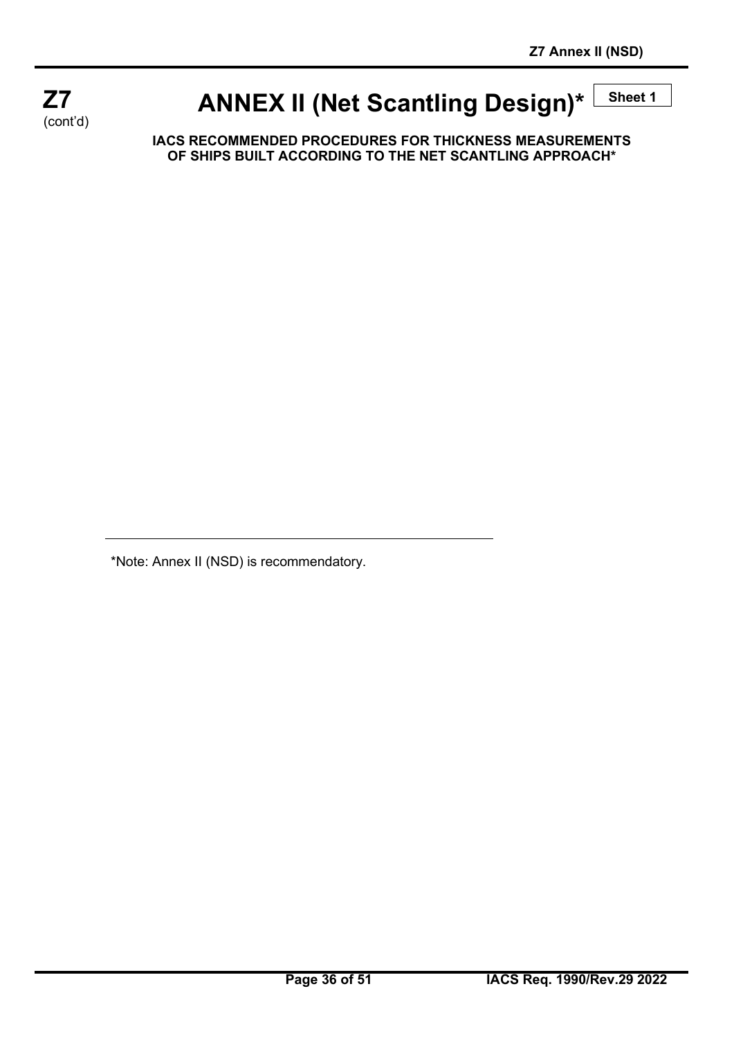# ANNEX II (Net Scantling Design)*

**Sheet 1**

**IACS RECOMMENDED PROCEDURES FOR THICKNESS MEASUREMENTS OF SHIPS BUILT ACCORDING TO THE NET SCANTLING APPROACH***

---

*Note: Annex II (NSD) is recommendatory.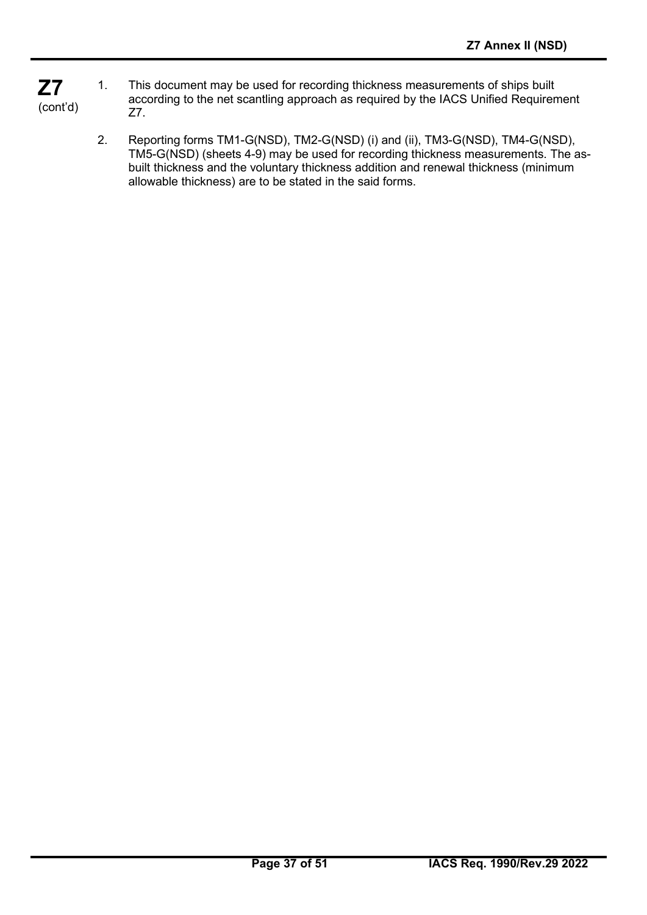1. This document may be used for recording thickness measurements of ships built according to the net scantling approach as required by the IACS Unified Requirement Z7.

2. Reporting forms TM1-G(NSD), TM2-G(NSD) (i) and (ii), TM3-G(NSD), TM4-G(NSD), TM5-G(NSD) (sheets 4-9) may be used for recording thickness measurements. The as-built thickness and the voluntary thickness addition and renewal thickness (minimum allowable thickness) are to be stated in the said forms.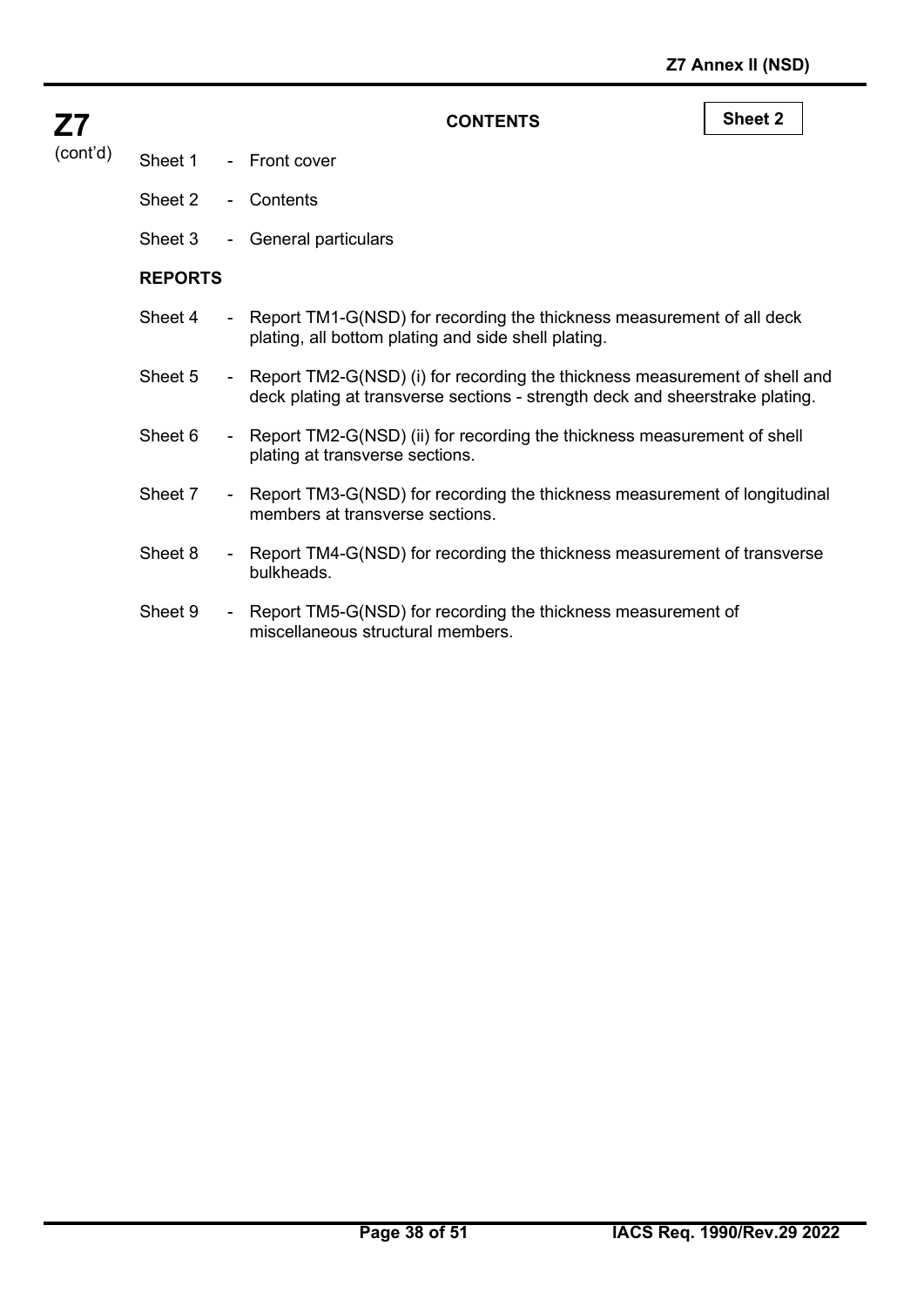**Z7** (cont'd)

## CONTENTS

**Sheet 2**

Sheet 1 - Front cover

Sheet 2 - Contents

Sheet 3 - General particulars

**REPORTS**

Sheet 4 - Report TM1-G(NSD) for recording the thickness measurement of all deck plating, all bottom plating and side shell plating.

Sheet 5 - Report TM2-G(NSD) (i) for recording the thickness measurement of shell and deck plating at transverse sections - strength deck and sheerstrake plating.

Sheet 6 - Report TM2-G(NSD) (ii) for recording the thickness measurement of shell plating at transverse sections.

Sheet 7 - Report TM3-G(NSD) for recording the thickness measurement of longitudinal members at transverse sections.

Sheet 8 - Report TM4-G(NSD) for recording the thickness measurement of transverse bulkheads.

Sheet 9 - Report TM5-G(NSD) for recording the thickness measurement of miscellaneous structural members.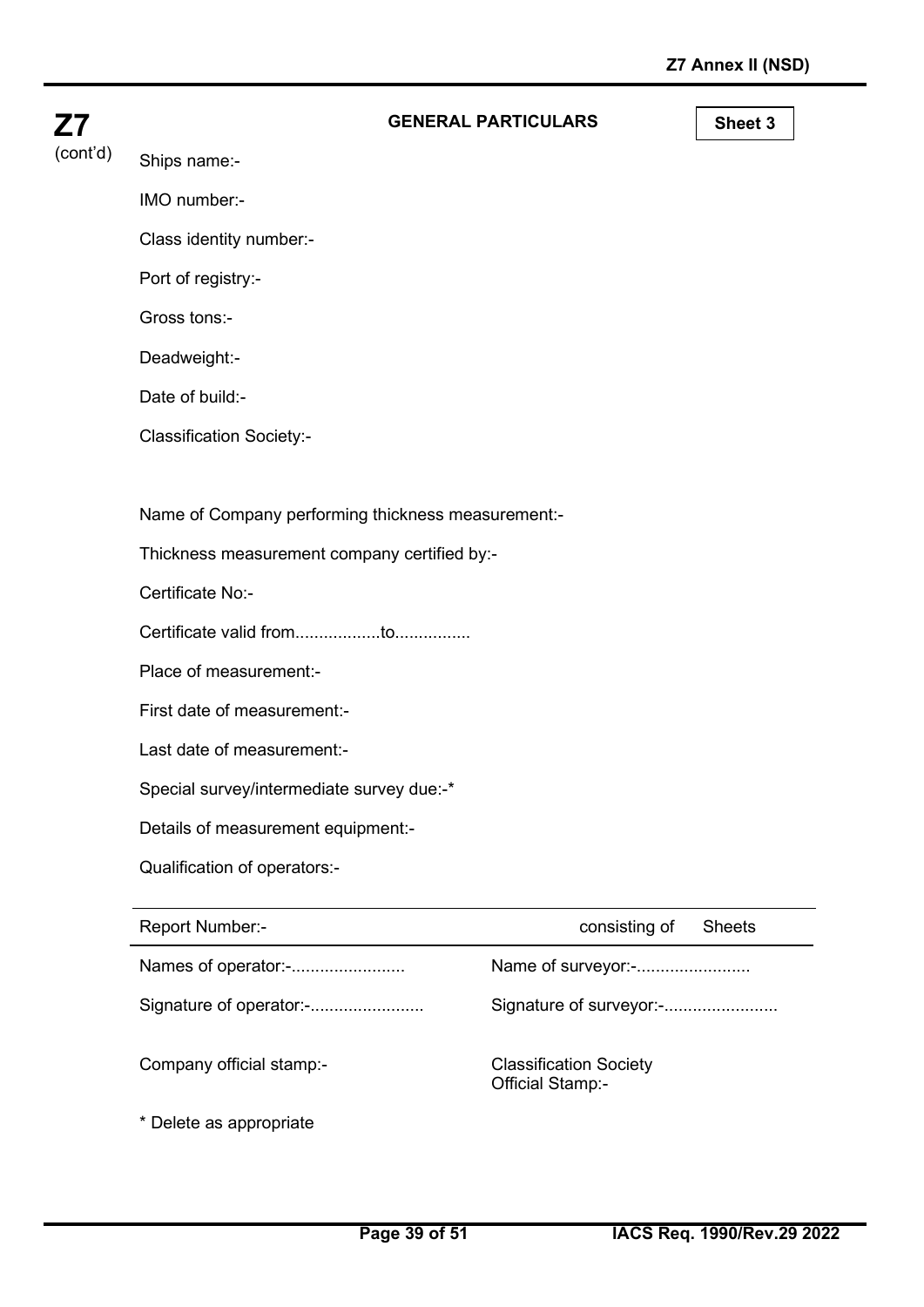**Z7** (cont'd)

## GENERAL PARTICULARS

**Sheet 3**

Ships name:-

IMO number:-

Class identity number:-

Port of registry:-

Gross tons:-

Deadweight:-

Date of build:-

Classification Society:-

Name of Company performing thickness measurement:-

Thickness measurement company certified by:-

Certificate No:-

Certificate valid from..................to................

Place of measurement:-

First date of measurement:-

Last date of measurement:-

Special survey/intermediate survey due:-*

Details of measurement equipment:-

Qualification of operators:-

---

Report Number:- consisting of Sheets

---

| | |
|---|---|
| Names of operator:-........................ | Name of surveyor:-........................ |
| Signature of operator:-........................ | Signature of surveyor:-........................ |
| Company official stamp:- | Classification Society Official Stamp:- |

* Delete as appropriate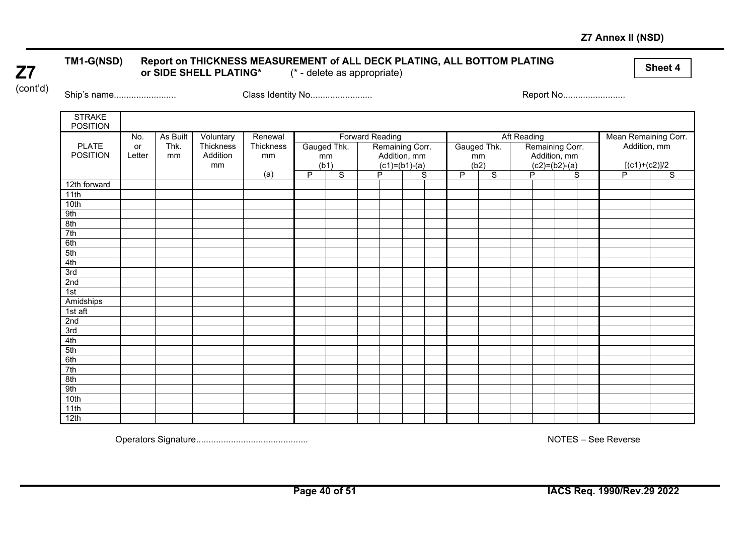**TM1-G(NSD)** **Report on THICKNESS MEASUREMENT of ALL DECK PLATING, ALL BOTTOM PLATING or SIDE SHELL PLATING*** (* - delete as appropriate)

**Sheet 4**

Ship's name......................... Class Identity No......................... Report No.........................

| STRAKE POSITION | | | | | | | | | | | | | | | | | | |
|---|---|---|---|---|---|---|---|---|---|---|---|---|---|---|---|---|---|---|
| PLATE POSITION | No. or Letter | As Built Thk. mm | Voluntary Thickness Addition mm | Renewal Thickness mm | Forward Reading | | | | | | Aft Reading | | | | | | Mean Remaining Corr. Addition, mm | |
| | | | | | Gauged Thk. mm (b1) | | Remaining Corr. Addition, mm (c1)=(b1)-(a) | | | | Gauged Thk. mm (b2) | | Remaining Corr. Addition, mm (c2)=(b2)-(a) | | | | [(c1)+(c2)]/2 | |
| | | | | (a) | P | S | P | | S | | P | S | P | | S | | P | S |
| 12th forward | | | | | | | | | | | | | | | | | | |
| 11th | | | | | | | | | | | | | | | | | | |
| 10th | | | | | | | | | | | | | | | | | | |
| 9th | | | | | | | | | | | | | | | | | | |
| 8th | | | | | | | | | | | | | | | | | | |
| 7th | | | | | | | | | | | | | | | | | | |
| 6th | | | | | | | | | | | | | | | | | | |
| 5th | | | | | | | | | | | | | | | | | | |
| 4th | | | | | | | | | | | | | | | | | | |
| 3rd | | | | | | | | | | | | | | | | | | |
| 2nd | | | | | | | | | | | | | | | | | | |
| 1st | | | | | | | | | | | | | | | | | | |
| Amidships | | | | | | | | | | | | | | | | | | |
| 1st aft | | | | | | | | | | | | | | | | | | |
| 2nd | | | | | | | | | | | | | | | | | | |
| 3rd | | | | | | | | | | | | | | | | | | |
| 4th | | | | | | | | | | | | | | | | | | |
| 5th | | | | | | | | | | | | | | | | | | |
| 6th | | | | | | | | | | | | | | | | | | |
| 7th | | | | | | | | | | | | | | | | | | |
| 8th | | | | | | | | | | | | | | | | | | |
| 9th | | | | | | | | | | | | | | | | | | |
| 10th | | | | | | | | | | | | | | | | | | |
| 11th | | | | | | | | | | | | | | | | | | |
| 12th | | | | | | | | | | | | | | | | | | |

Operators Signature............................................ NOTES – See Reverse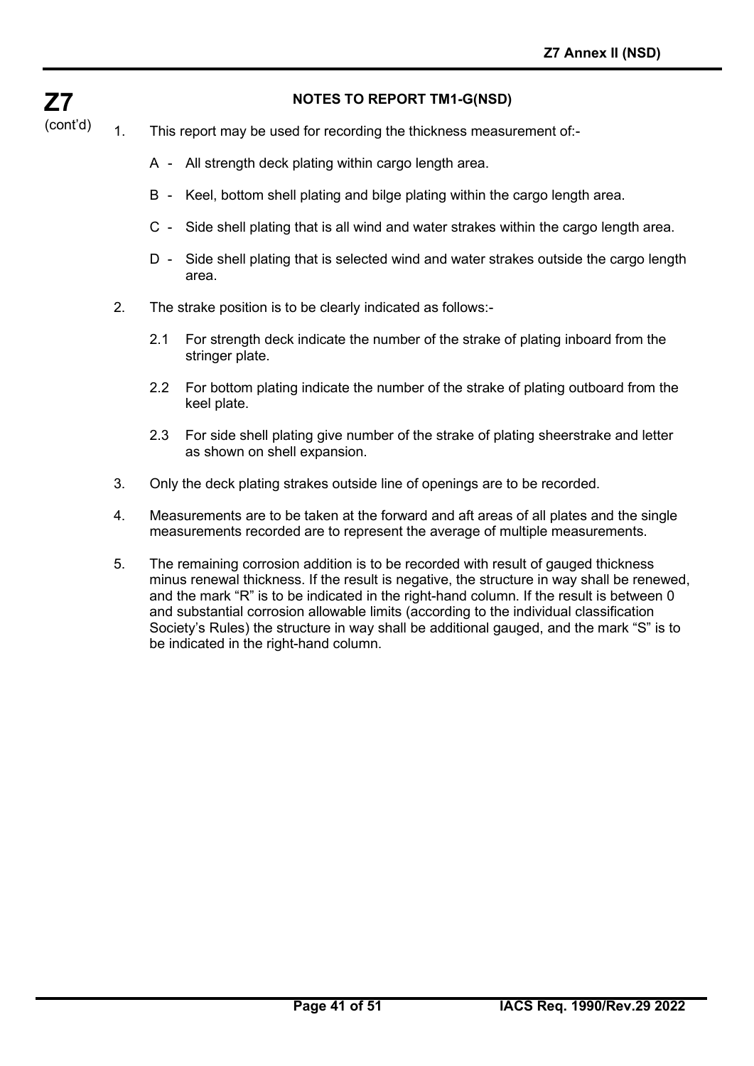## NOTES TO REPORT TM1-G(NSD)

1. This report may be used for recording the thickness measurement of:-

   A - All strength deck plating within cargo length area.

   B - Keel, bottom shell plating and bilge plating within the cargo length area.

   C - Side shell plating that is all wind and water strakes within the cargo length area.

   D - Side shell plating that is selected wind and water strakes outside the cargo length area.

2. The strake position is to be clearly indicated as follows:-

   2.1 For strength deck indicate the number of the strake of plating inboard from the stringer plate.

   2.2 For bottom plating indicate the number of the strake of plating outboard from the keel plate.

   2.3 For side shell plating give number of the strake of plating sheerstrake and letter as shown on shell expansion.

3. Only the deck plating strakes outside line of openings are to be recorded.

4. Measurements are to be taken at the forward and aft areas of all plates and the single measurements recorded are to represent the average of multiple measurements.

5. The remaining corrosion addition is to be recorded with result of gauged thickness minus renewal thickness. If the result is negative, the structure in way shall be renewed, and the mark "R" is to be indicated in the right-hand column. If the result is between 0 and substantial corrosion allowable limits (according to the individual classification Society's Rules) the structure in way shall be additional gauged, and the mark "S" is to be indicated in the right-hand column.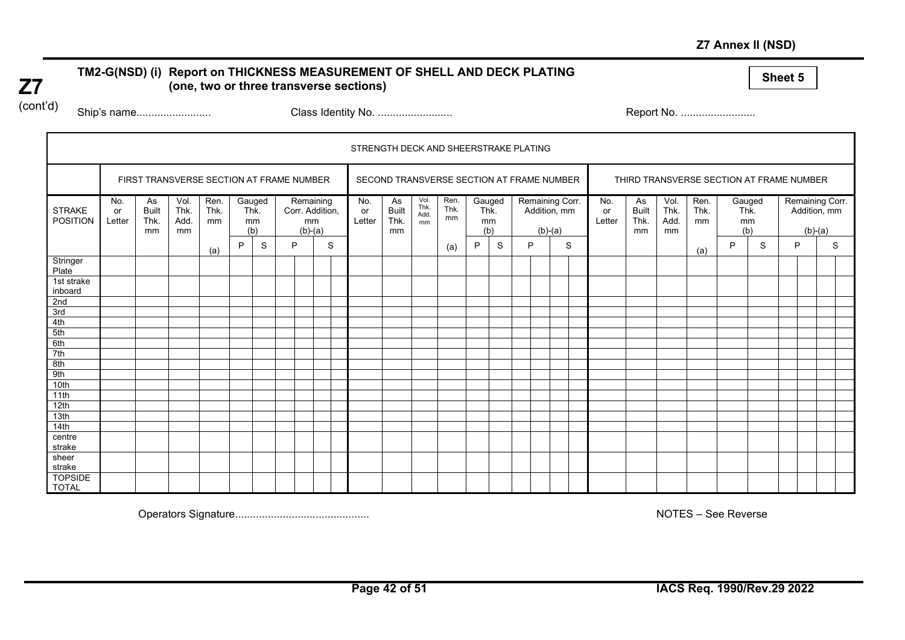Z7 Annex II (NSD)

**Z7** (cont'd)

**TM2-G(NSD) (i) Report on THICKNESS MEASUREMENT OF SHELL AND DECK PLATING (one, two or three transverse sections)**

**Sheet 5**

Ship's name........................ Class Identity No. ......................... Report No. .........................

| STRENGTH DECK AND SHEERSTRAKE PLATING | | | | | | | | | | | | | | | | | | | | | | | | | | | | | | | | | | | | | | | | | | | | | | | | | | | | | | | | | | | | | |
|---|---|---|---|---|---|---|---|---|---|---|---|---|---|---|---|---|---|---|---|---|---|---|---|---|---|---|---|---|---|---|---|---|---|---|---|---|---|---|---|---|---|---|---|---|---|---|---|---|---|---|---|---|---|---|---|---|---|---|---|---|---|
| | FIRST TRANSVERSE SECTION AT FRAME NUMBER | | | | | | | | | | | SECOND TRANSVERSE SECTION AT FRAME NUMBER | | | | | | | | | | | THIRD TRANSVERSE SECTION AT FRAME NUMBER | | | | | | | | | | |
| STRAKE POSITION | No. or Letter | As Built Thk. mm | Vol. Thk. Add. mm | Ren. Thk. mm (a) | Gauged Thk. mm (b) | | Remaining Corr. Addition, mm (b)-(a) | | | | No. or Letter | As Built Thk. mm | Vol. Thk. Add. mm | Ren. Thk. mm (a) | Gauged Thk. mm (b) | | Remaining Corr. Addition, mm (b)-(a) | | | | No. or Letter | As Built Thk. mm | Vol. Thk. Add. mm | Ren. Thk. mm (a) | Gauged Thk. mm (b) | | Remaining Corr. Addition, mm (b)-(a) | | | |
| | | | | | P | S | P | | S | | | | | | P | S | P | | S | | | | | | P | S | P | | S | |
| Stringer Plate | | | | | | | | | | | | | | | | | | | | | | | | | | | | | | |
| 1st strake inboard | | | | | | | | | | | | | | | | | | | | | | | | | | | | | | |
| 2nd | | | | | | | | | | | | | | | | | | | | | | | | | | | | | | |
| 3rd | | | | | | | | | | | | | | | | | | | | | | | | | | | | | | |
| 4th | | | | | | | | | | | | | | | | | | | | | | | | | | | | | | |
| 5th | | | | | | | | | | | | | | | | | | | | | | | | | | | | | | |
| 6th | | | | | | | | | | | | | | | | | | | | | | | | | | | | | | |
| 7th | | | | | | | | | | | | | | | | | | | | | | | | | | | | | | |
| 8th | | | | | | | | | | | | | | | | | | | | | | | | | | | | | | |
| 9th | | | | | | | | | | | | | | | | | | | | | | | | | | | | | | |
| 10th | | | | | | | | | | | | | | | | | | | | | | | | | | | | | | |
| 11th | | | | | | | | | | | | | | | | | | | | | | | | | | | | | | |
| 12th | | | | | | | | | | | | | | | | | | | | | | | | | | | | | | |
| 13th | | | | | | | | | | | | | | | | | | | | | | | | | | | | | | |
| 14th | | | | | | | | | | | | | | | | | | | | | | | | | | | | | | |
| centre strake | | | | | | | | | | | | | | | | | | | | | | | | | | | | | | |
| sheer strake | | | | | | | | | | | | | | | | | | | | | | | | | | | | | | |
| TOPSIDE TOTAL | | | | | | | | | | | | | | | | | | | | | | | | | | | | | | |

Operators Signature............................................ NOTES – See Reverse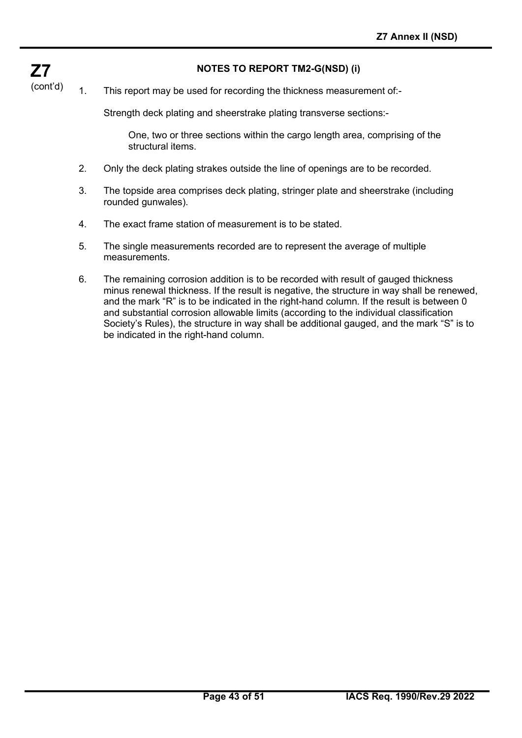**Z7** (cont'd)

## NOTES TO REPORT TM2-G(NSD) (i)

1. This report may be used for recording the thickness measurement of:-

   Strength deck plating and sheerstrake plating transverse sections:-

   > One, two or three sections within the cargo length area, comprising of the structural items.

2. Only the deck plating strakes outside the line of openings are to be recorded.

3. The topside area comprises deck plating, stringer plate and sheerstrake (including rounded gunwales).

4. The exact frame station of measurement is to be stated.

5. The single measurements recorded are to represent the average of multiple measurements.

6. The remaining corrosion addition is to be recorded with result of gauged thickness minus renewal thickness. If the result is negative, the structure in way shall be renewed, and the mark "R" is to be indicated in the right-hand column. If the result is between 0 and substantial corrosion allowable limits (according to the individual classification Society's Rules), the structure in way shall be additional gauged, and the mark "S" is to be indicated in the right-hand column.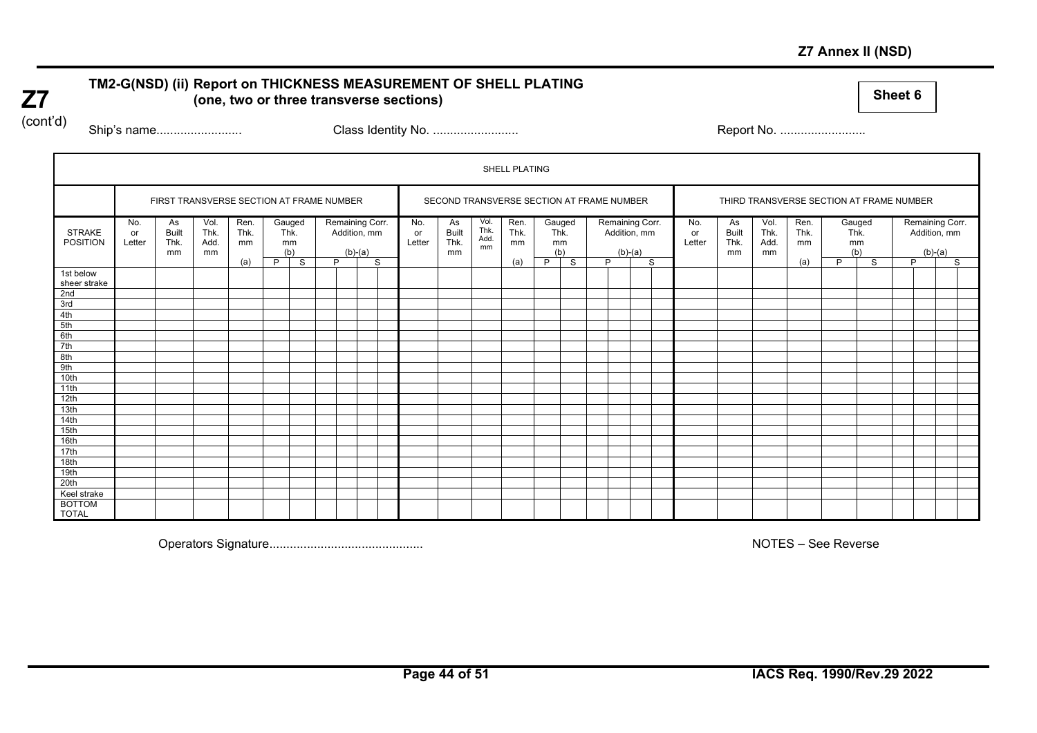**Z7** (cont'd)

## TM2-G(NSD) (ii) Report on THICKNESS MEASUREMENT OF SHELL PLATING (one, two or three transverse sections)

**Sheet 6**

Ship's name......................... Class Identity No. ......................... Report No. .........................

| SHELL PLATING | | | | | | | | | | | | | | | | | | | | | | | | | | | | | | | | | | | | | | | | | | | |
|---|---|---|---|---|---|---|---|---|---|---|---|---|---|---|---|---|---|---|---|---|---|---|---|---|---|---|---|---|---|---|---|---|---|---|---|---|---|---|---|---|---|---|---|
| | FIRST TRANSVERSE SECTION AT FRAME NUMBER | | | | | | | | | | | | SECOND TRANSVERSE SECTION AT FRAME NUMBER | | | | | | | | | | | | THIRD TRANSVERSE SECTION AT FRAME NUMBER | | | | | | | | | | | | | | | | | | |
| STRAKE POSITION | No. or Letter | As Built Thk. mm | Vol. Thk. Add. mm | Ren. Thk. mm (a) | Gauged Thk. mm (b) | | Remaining Corr. Addition, mm (b)-(a) | | | | No. or Letter | As Built Thk. mm | Vol. Thk. Add. mm | Ren. Thk. mm (a) | Gauged Thk. mm (b) | | Remaining Corr. Addition, mm (b)-(a) | | | | No. or Letter | As Built Thk. mm | Vol. Thk. Add. mm | Ren. Thk. mm (a) | Gauged Thk. mm (b) | | Remaining Corr. Addition, mm (b)-(a) | | | | | | | | | | | | | | | | |
| | | | | | P | S | P | | S | | | | | | P | S | P | | S | | | | | | P | S | P | | S | | | | | | | | | | | | | | |
| 1st below sheer strake | | | | | | | | | | | | | | | | | | | | | | | | | | | | | | | | | | | | | | | | | | | |
| 2nd | | | | | | | | | | | | | | | | | | | | | | | | | | | | | | | | | | | | | | | | | | | |
| 3rd | | | | | | | | | | | | | | | | | | | | | | | | | | | | | | | | | | | | | | | | | | | |
| 4th | | | | | | | | | | | | | | | | | | | | | | | | | | | | | | | | | | | | | | | | | | | |
| 5th | | | | | | | | | | | | | | | | | | | | | | | | | | | | | | | | | | | | | | | | | | | |
| 6th | | | | | | | | | | | | | | | | | | | | | | | | | | | | | | | | | | | | | | | | | | | |
| 7th | | | | | | | | | | | | | | | | | | | | | | | | | | | | | | | | | | | | | | | | | | | |
| 8th | | | | | | | | | | | | | | | | | | | | | | | | | | | | | | | | | | | | | | | | | | | |
| 9th | | | | | | | | | | | | | | | | | | | | | | | | | | | | | | | | | | | | | | | | | | | |
| 10th | | | | | | | | | | | | | | | | | | | | | | | | | | | | | | | | | | | | | | | | | | | |
| 11th | | | | | | | | | | | | | | | | | | | | | | | | | | | | | | | | | | | | | | | | | | | |
| 12th | | | | | | | | | | | | | | | | | | | | | | | | | | | | | | | | | | | | | | | | | | | |
| 13th | | | | | | | | | | | | | | | | | | | | | | | | | | | | | | | | | | | | | | | | | | | |
| 14th | | | | | | | | | | | | | | | | | | | | | | | | | | | | | | | | | | | | | | | | | | | |
| 15th | | | | | | | | | | | | | | | | | | | | | | | | | | | | | | | | | | | | | | | | | | | |
| 16th | | | | | | | | | | | | | | | | | | | | | | | | | | | | | | | | | | | | | | | | | | | |
| 17th | | | | | | | | | | | | | | | | | | | | | | | | | | | | | | | | | | | | | | | | | | | |
| 18th | | | | | | | | | | | | | | | | | | | | | | | | | | | | | | | | | | | | | | | | | | | |
| 19th | | | | | | | | | | | | | | | | | | | | | | | | | | | | | | | | | | | | | | | | | | | |
| 20th | | | | | | | | | | | | | | | | | | | | | | | | | | | | | | | | | | | | | | | | | | | |
| Keel strake | | | | | | | | | | | | | | | | | | | | | | | | | | | | | | | | | | | | | | | | | | | |
| BOTTOM TOTAL | | | | | | | | | | | | | | | | | | | | | | | | | | | | | | | | | | | | | | | | | | | |

Operators Signature............................................ NOTES – See Reverse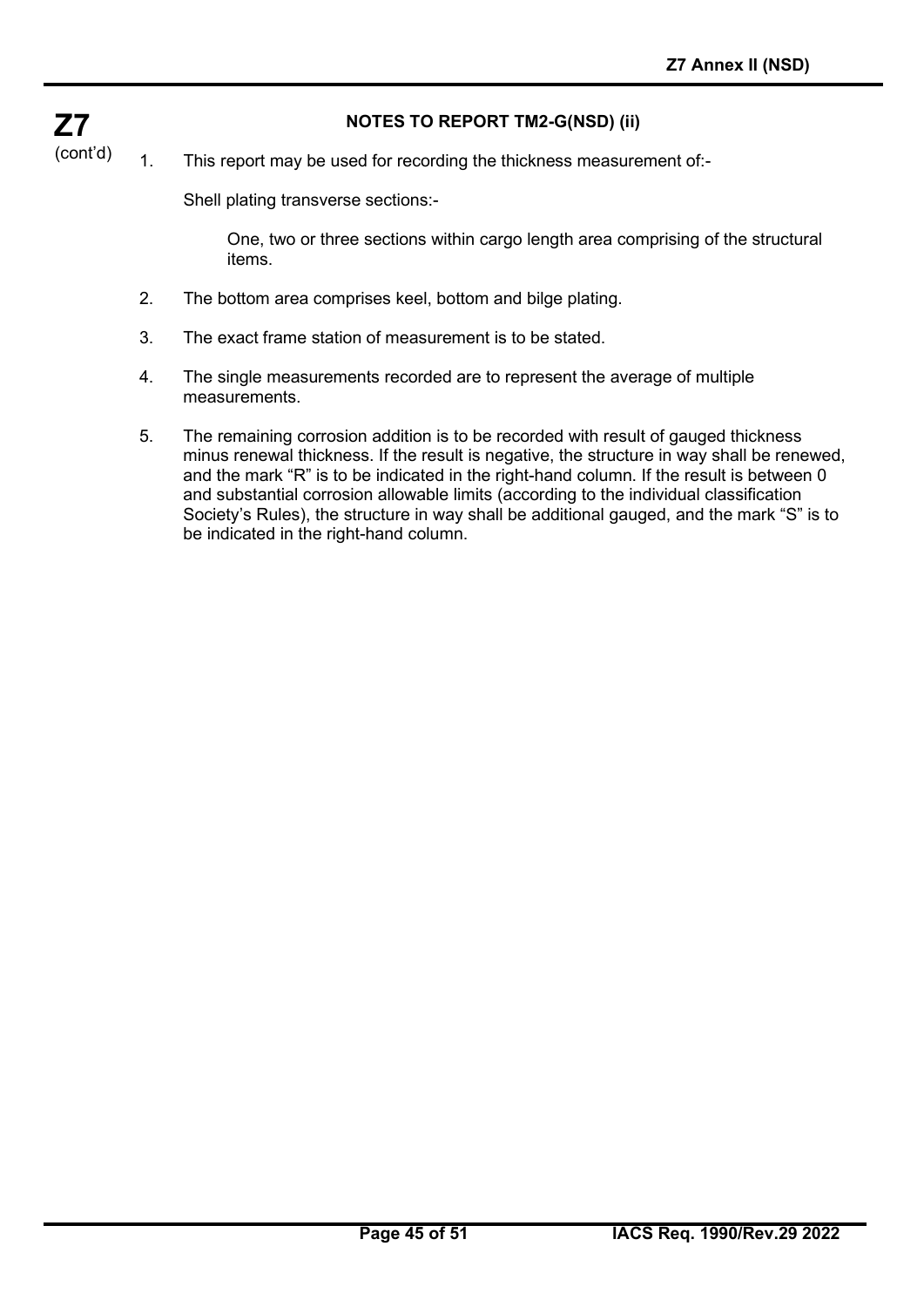## NOTES TO REPORT TM2-G(NSD) (ii)

1. This report may be used for recording the thickness measurement of:-

   Shell plating transverse sections:-

   > One, two or three sections within cargo length area comprising of the structural items.

2. The bottom area comprises keel, bottom and bilge plating.

3. The exact frame station of measurement is to be stated.

4. The single measurements recorded are to represent the average of multiple measurements.

5. The remaining corrosion addition is to be recorded with result of gauged thickness minus renewal thickness. If the result is negative, the structure in way shall be renewed, and the mark "R" is to be indicated in the right-hand column. If the result is between 0 and substantial corrosion allowable limits (according to the individual classification Society's Rules), the structure in way shall be additional gauged, and the mark "S" is to be indicated in the right-hand column.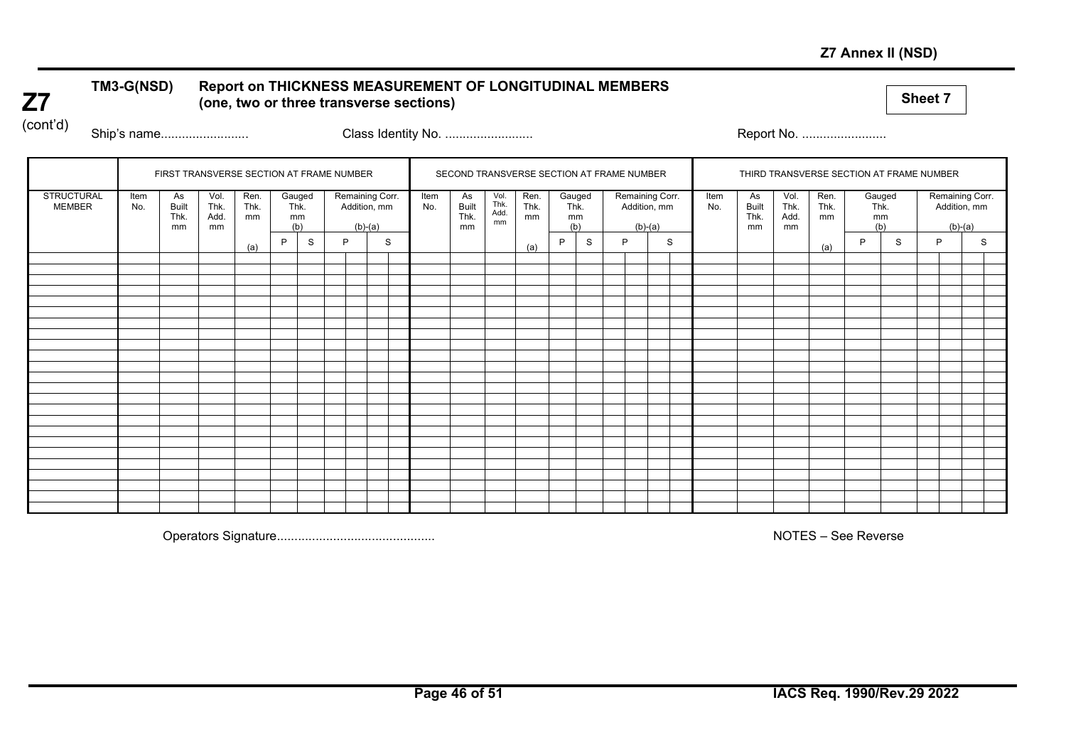**Z7 (cont'd)**

**TM3-G(NSD)** **Report on THICKNESS MEASUREMENT OF LONGITUDINAL MEMBERS (one, two or three transverse sections)**

**Sheet 7**

Ship's name........................ Class Identity No. ........................ Report No. ........................

| | FIRST TRANSVERSE SECTION AT FRAME NUMBER | | | | | | | | SECOND TRANSVERSE SECTION AT FRAME NUMBER | | | | | | | | THIRD TRANSVERSE SECTION AT FRAME NUMBER | | | | | | | |
|---|---|---|---|---|---|---|---|---|---|---|---|---|---|---|---|---|---|---|---|---|---|---|---|---|
| STRUCTURAL MEMBER | Item No. | As Built Thk. mm | Vol. Thk. Add. mm | Ren. Thk. mm (a) | Gauged Thk. mm (b) | | Remaining Corr. Addition, mm (b)-(a) | | Item No. | As Built Thk. mm | Vol. Thk. Add. mm | Ren. Thk. mm (a) | Gauged Thk. mm (b) | | Remaining Corr. Addition, mm (b)-(a) | | Item No. | As Built Thk. mm | Vol. Thk. Add. mm | Ren. Thk. mm (a) | Gauged Thk. mm (b) | | Remaining Corr. Addition, mm (b)-(a) | |
| | | | | | P | S | P | S | | | | | P | S | P | S | | | | | P | S | P | S |
| | | | | | | | | | | | | | | | | | | | | | | | | |
| | | | | | | | | | | | | | | | | | | | | | | | | |
| | | | | | | | | | | | | | | | | | | | | | | | | |
| | | | | | | | | | | | | | | | | | | | | | | | | |
| | | | | | | | | | | | | | | | | | | | | | | | | |

Operators Signature............................................ NOTES – See Reverse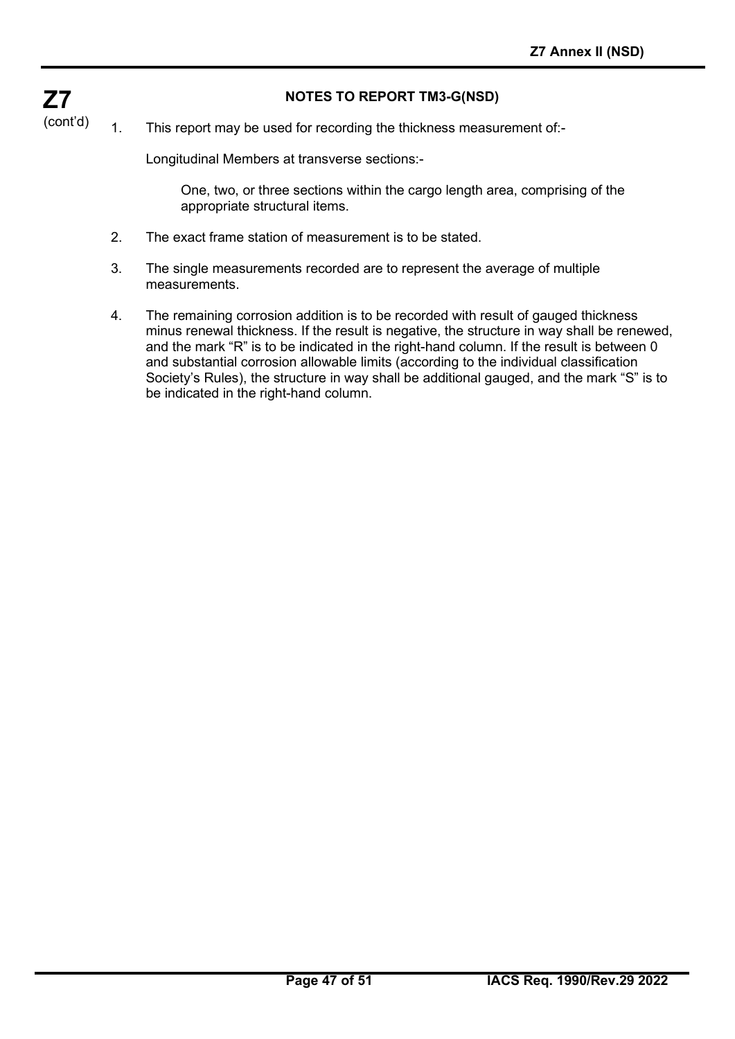**Z7** (cont'd)

### NOTES TO REPORT TM3-G(NSD)

1. This report may be used for recording the thickness measurement of:-

   Longitudinal Members at transverse sections:-

   > One, two, or three sections within the cargo length area, comprising of the appropriate structural items.

2. The exact frame station of measurement is to be stated.

3. The single measurements recorded are to represent the average of multiple measurements.

4. The remaining corrosion addition is to be recorded with result of gauged thickness minus renewal thickness. If the result is negative, the structure in way shall be renewed, and the mark “R” is to be indicated in the right-hand column. If the result is between 0 and substantial corrosion allowable limits (according to the individual classification Society’s Rules), the structure in way shall be additional gauged, and the mark “S” is to be indicated in the right-hand column.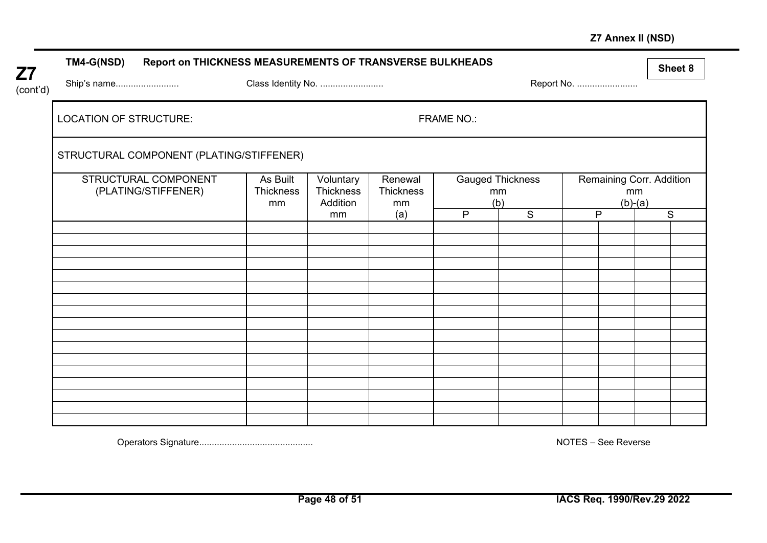**Z7** (cont'd)

**TM4-G(NSD) Report on THICKNESS MEASUREMENTS OF TRANSVERSE BULKHEADS**

**Sheet 8**

Ship's name......................... Class Identity No. ......................... Report No. ........................

LOCATION OF STRUCTURE: FRAME NO.:

STRUCTURAL COMPONENT (PLATING/STIFFENER)

| STRUCTURAL COMPONENT (PLATING/STIFFENER) | As Built Thickness mm | Voluntary Thickness Addition mm | Renewal Thickness mm (a) | Gauged Thickness mm (b) | | Remaining Corr. Addition mm (b)-(a) | | | |
|---|---|---|---|---|---|---|---|---|---|
| | | | | P | S | P | | S | |
| | | | | | | | | | |
| | | | | | | | | | |
| | | | | | | | | | |
| | | | | | | | | | |
| | | | | | | | | | |
| | | | | | | | | | |
| | | | | | | | | | |
| | | | | | | | | | |
| | | | | | | | | | |
| | | | | | | | | | |
| | | | | | | | | | |
| | | | | | | | | | |
| | | | | | | | | | |
| | | | | | | | | | |
| | | | | | | | | | |
| | | | | | | | | | |
| | | | | | | | | | |

Operators Signature............................................ NOTES – See Reverse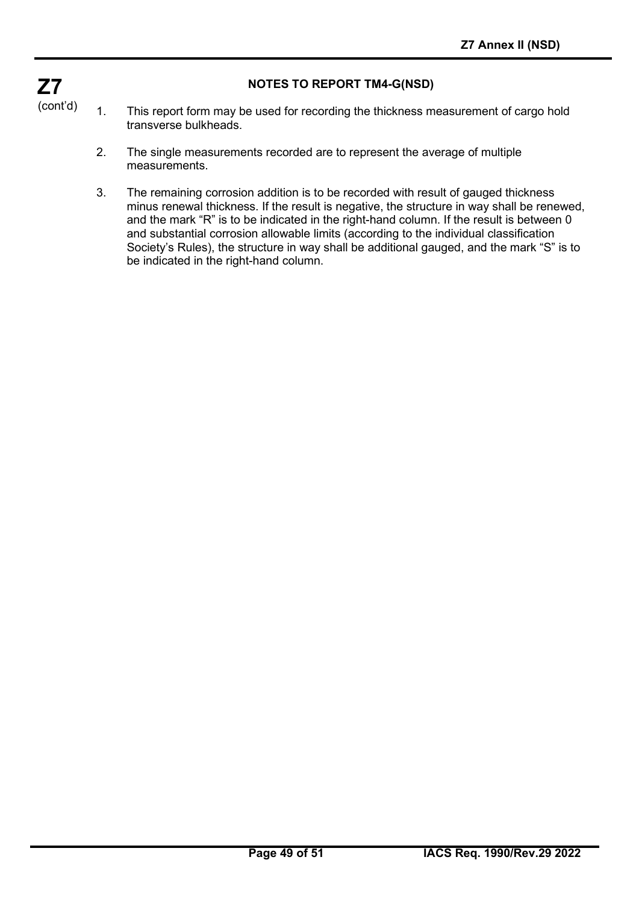**Z7** (cont'd)

## NOTES TO REPORT TM4-G(NSD)

1. This report form may be used for recording the thickness measurement of cargo hold transverse bulkheads.

2. The single measurements recorded are to represent the average of multiple measurements.

3. The remaining corrosion addition is to be recorded with result of gauged thickness minus renewal thickness. If the result is negative, the structure in way shall be renewed, and the mark "R" is to be indicated in the right-hand column. If the result is between 0 and substantial corrosion allowable limits (according to the individual classification Society's Rules), the structure in way shall be additional gauged, and the mark "S" is to be indicated in the right-hand column.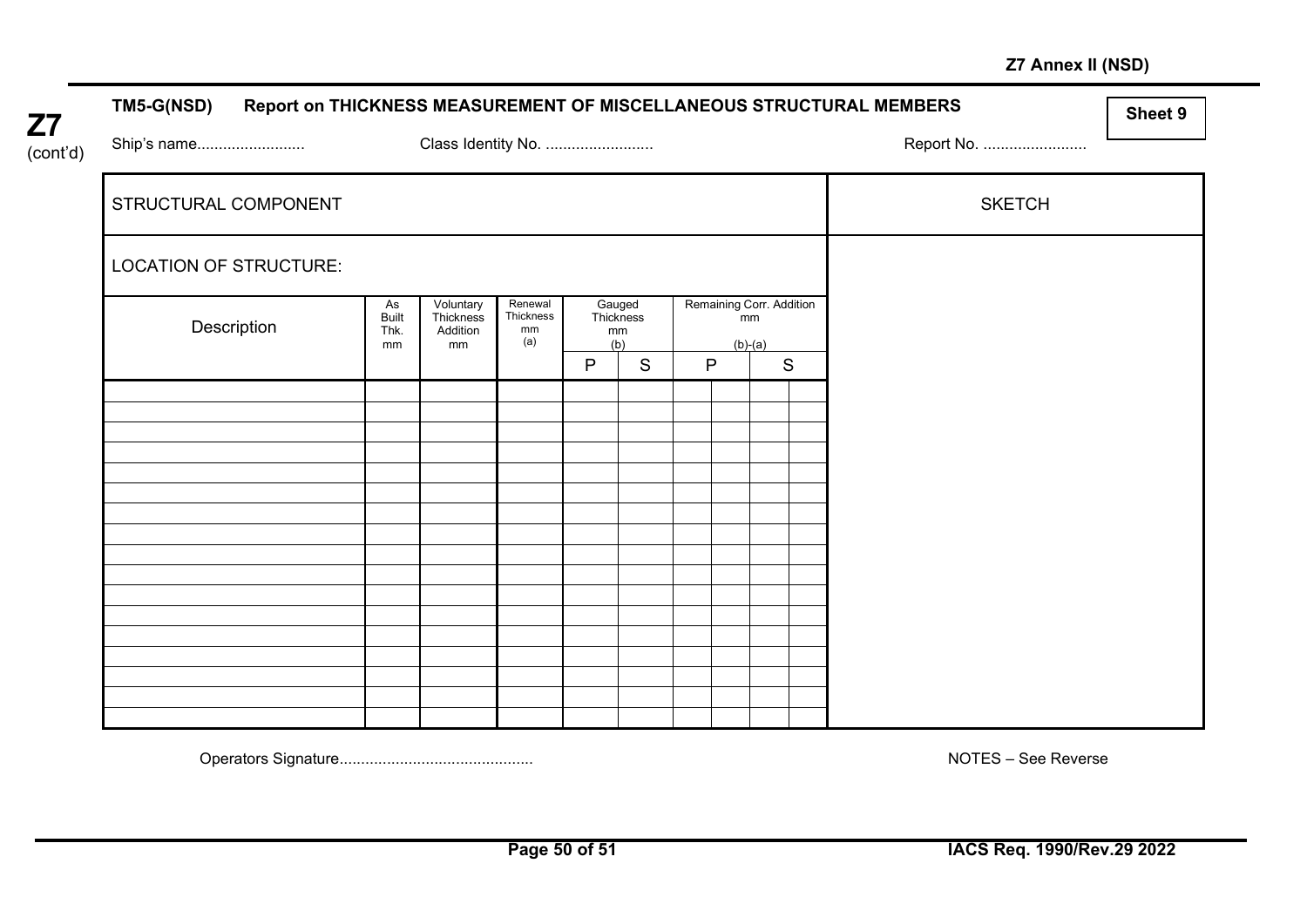**Z7** (cont'd)

**TM5-G(NSD) Report on THICKNESS MEASUREMENT OF MISCELLANEOUS STRUCTURAL MEMBERS**

**Sheet 9**

Ship's name......................... Class Identity No. ......................... Report No. ........................

| STRUCTURAL COMPONENT | | | | | | | | | | | SKETCH |
|---|---|---|---|---|---|---|---|---|---|---|---|
| LOCATION OF STRUCTURE: | | | | | | | | | | | |
| Description | As Built Thk. mm | Voluntary Thickness Addition mm | Renewal Thickness mm (a) | Gauged Thickness mm (b) | | Remaining Corr. Addition mm (b)-(a) | | | | | |
| | | | | P | S | P | | S | | | |
| | | | | | | | | | | | |
| | | | | | | | | | | | |
| | | | | | | | | | | | |
| | | | | | | | | | | | |
| | | | | | | | | | | | |
| | | | | | | | | | | | |
| | | | | | | | | | | | |
| | | | | | | | | | | | |
| | | | | | | | | | | | |
| | | | | | | | | | | | |
| | | | | | | | | | | | |
| | | | | | | | | | | | |
| | | | | | | | | | | | |
| | | | | | | | | | | | |
| | | | | | | | | | | | |
| | | | | | | | | | | | |
| | | | | | | | | | | | |

Operators Signature............................................

NOTES – See Reverse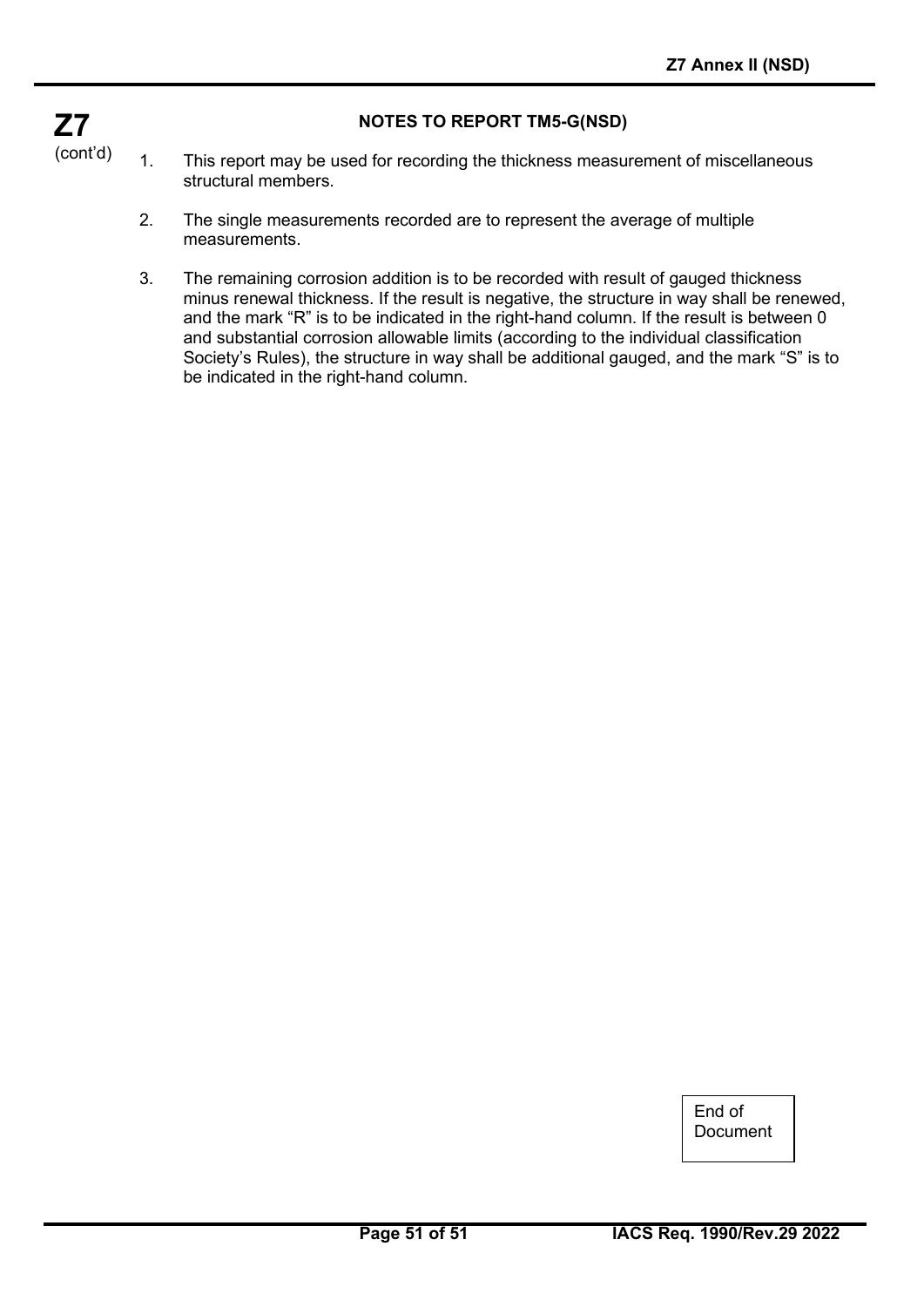## NOTES TO REPORT TM5-G(NSD)

1. This report may be used for recording the thickness measurement of miscellaneous structural members.

2. The single measurements recorded are to represent the average of multiple measurements.

3. The remaining corrosion addition is to be recorded with result of gauged thickness minus renewal thickness. If the result is negative, the structure in way shall be renewed, and the mark "R" is to be indicated in the right-hand column. If the result is between 0 and substantial corrosion allowable limits (according to the individual classification Society's Rules), the structure in way shall be additional gauged, and the mark "S" is to be indicated in the right-hand column.

End of Document